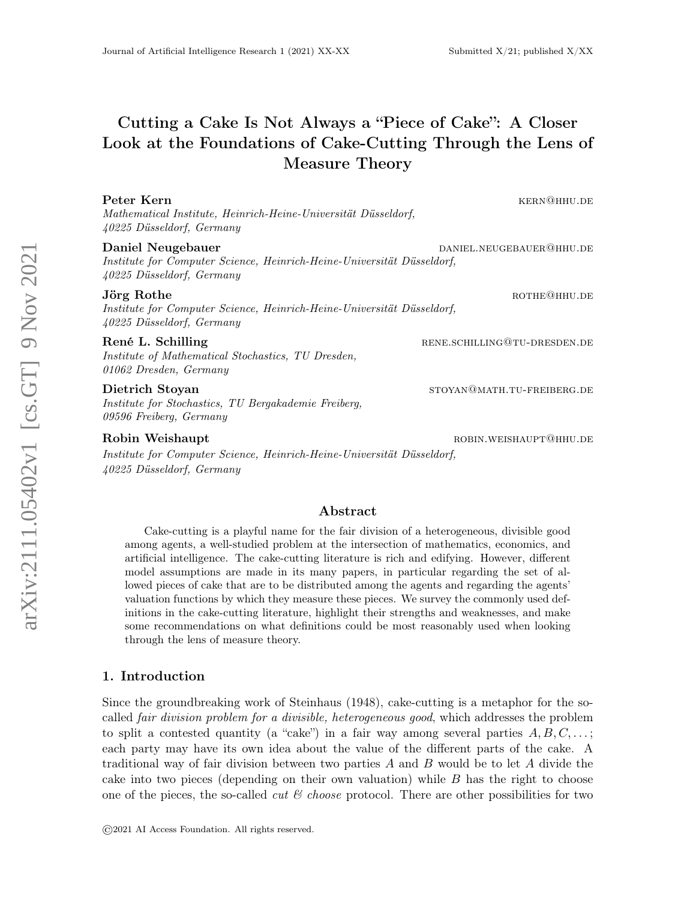# Cutting a Cake Is Not Always a "Piece of Cake": A Closer Look at the Foundations of Cake-Cutting Through the Lens of Measure Theory

**Peter Kern** KERN@HHU.DE
*Mathematical Institute, Heinrich-Heine-Universität Düsseldorf, 40225 Düsseldorf, Germany*

**Daniel Neugebauer** DANIEL.NEUGEBAUER@HHU.DE
*Institute for Computer Science, Heinrich-Heine-Universität Düsseldorf, 40225 Düsseldorf, Germany*

**Jörg Rothe** ROTHE@HHU.DE
*Institute for Computer Science, Heinrich-Heine-Universität Düsseldorf, 40225 Düsseldorf, Germany*

**René L. Schilling** RENE.SCHILLING@TU-DRESDEN.DE
*Institute of Mathematical Stochastics, TU Dresden, 01062 Dresden, Germany*

**Dietrich Stoyan** STOYAN@MATH.TU-FREIBERG.DE
*Institute for Stochastics, TU Bergakademie Freiberg, 09596 Freiberg, Germany*

**Robin Weishaupt** ROBIN.WEISHAUPT@HHU.DE
*Institute for Computer Science, Heinrich-Heine-Universität Düsseldorf, 40225 Düsseldorf, Germany*

## Abstract

Cake-cutting is a playful name for the fair division of a heterogeneous, divisible good among agents, a well-studied problem at the intersection of mathematics, economics, and artificial intelligence. The cake-cutting literature is rich and edifying. However, different model assumptions are made in its many papers, in particular regarding the set of allowed pieces of cake that are to be distributed among the agents and regarding the agents' valuation functions by which they measure these pieces. We survey the commonly used definitions in the cake-cutting literature, highlight their strengths and weaknesses, and make some recommendations on what definitions could be most reasonably used when looking through the lens of measure theory.

## 1. Introduction

Since the groundbreaking work of Steinhaus (1948), cake-cutting is a metaphor for the so-called *fair division problem for a divisible, heterogeneous good*, which addresses the problem to split a contested quantity (a "cake") in a fair way among several parties $A, B, C, \ldots$; each party may have its own idea about the value of the different parts of the cake. A traditional way of fair division between two parties $A$ and $B$ would be to let $A$ divide the cake into two pieces (depending on their own valuation) while $B$ has the right to choose one of the pieces, the so-called *cut & choose* protocol. There are other possibilities for two

©2021 AI Access Foundation. All rights reserved.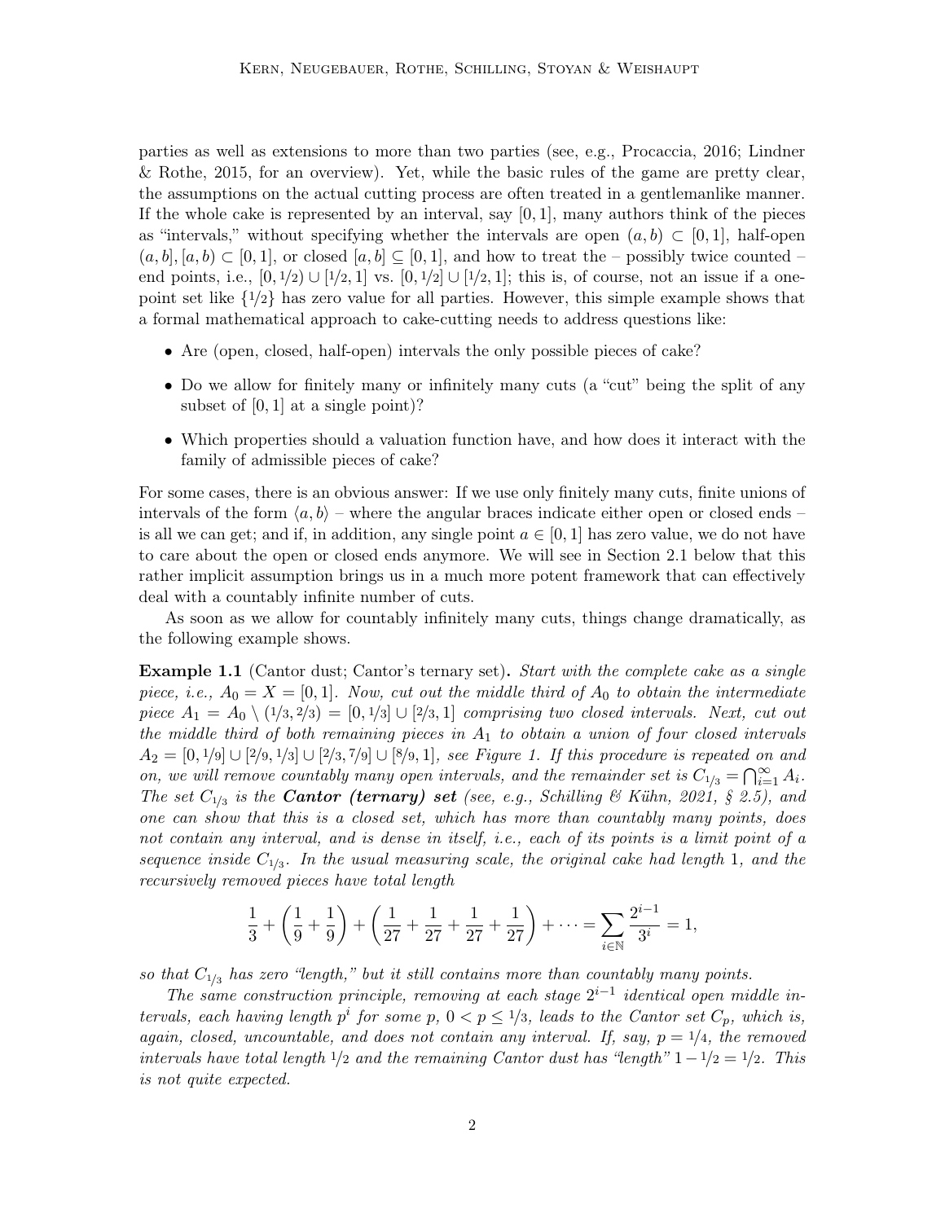parties as well as extensions to more than two parties (see, e.g., Procaccia, 2016; Lindner & Rothe, 2015, for an overview). Yet, while the basic rules of the game are pretty clear, the assumptions on the actual cutting process are often treated in a gentlemanlike manner. If the whole cake is represented by an interval, say $[0,1]$, many authors think of the pieces as "intervals," without specifying whether the intervals are open $(a,b) \subset [0,1]$, half-open $(a,b], [a,b) \subset [0,1]$, or closed $[a,b] \subseteq [0,1]$, and how to treat the – possibly twice counted – end points, i.e., $[0, 1/2) \cup [1/2, 1]$ vs. $[0, 1/2] \cup [1/2, 1]$; this is, of course, not an issue if a one-point set like $\{1/2\}$ has zero value for all parties. However, this simple example shows that a formal mathematical approach to cake-cutting needs to address questions like:

- Are (open, closed, half-open) intervals the only possible pieces of cake?
- Do we allow for finitely many or infinitely many cuts (a "cut" being the split of any subset of $[0,1]$ at a single point)?
- Which properties should a valuation function have, and how does it interact with the family of admissible pieces of cake?

For some cases, there is an obvious answer: If we use only finitely many cuts, finite unions of intervals of the form $\langle a,b \rangle$ – where the angular braces indicate either open or closed ends – is all we can get; and if, in addition, any single point $a \in [0,1]$ has zero value, we do not have to care about the open or closed ends anymore. We will see in Section 2.1 below that this rather implicit assumption brings us in a much more potent framework that can effectively deal with a countably infinite number of cuts.

As soon as we allow for countably infinitely many cuts, things change dramatically, as the following example shows.

**Example 1.1** (Cantor dust; Cantor's ternary set)**.** *Start with the complete cake as a single piece, i.e., $A_0 = X = [0,1]$. Now, cut out the middle third of $A_0$ to obtain the intermediate piece $A_1 = A_0 \setminus (1/3, 2/3) = [0, 1/3] \cup [2/3, 1]$ comprising two closed intervals. Next, cut out the middle third of both remaining pieces in $A_1$ to obtain a union of four closed intervals $A_2 = [0, 1/9] \cup [2/9, 1/3] \cup [2/3, 7/9] \cup [8/9, 1]$, see Figure 1. If this procedure is repeated on and on, we will remove countably many open intervals, and the remainder set is $C_{1/3} = \bigcap_{i=1}^{\infty} A_i$. The set $C_{1/3}$ is the **Cantor (ternary) set** (see, e.g., Schilling & Kühn, 2021, § 2.5), and one can show that this is a closed set, which has more than countably many points, does not contain any interval, and is dense in itself, i.e., each of its points is a limit point of a sequence inside $C_{1/3}$. In the usual measuring scale, the original cake had length 1, and the recursively removed pieces have total length*

$$\frac{1}{3} + \left(\frac{1}{9} + \frac{1}{9}\right) + \left(\frac{1}{27} + \frac{1}{27} + \frac{1}{27} + \frac{1}{27}\right) + \cdots = \sum_{i \in \mathbb{N}} \frac{2^{i-1}}{3^i} = 1,$$

*so that $C_{1/3}$ has zero "length," but it still contains more than countably many points.*

*The same construction principle, removing at each stage $2^{i-1}$ identical open middle intervals, each having length $p^i$ for some $p$, $0 < p \leq 1/3$, leads to the Cantor set $C_p$, which is, again, closed, uncountable, and does not contain any interval. If, say, $p = 1/4$, the removed intervals have total length $1/2$ and the remaining Cantor dust has "length" $1 - 1/2 = 1/2$. This is not quite expected.*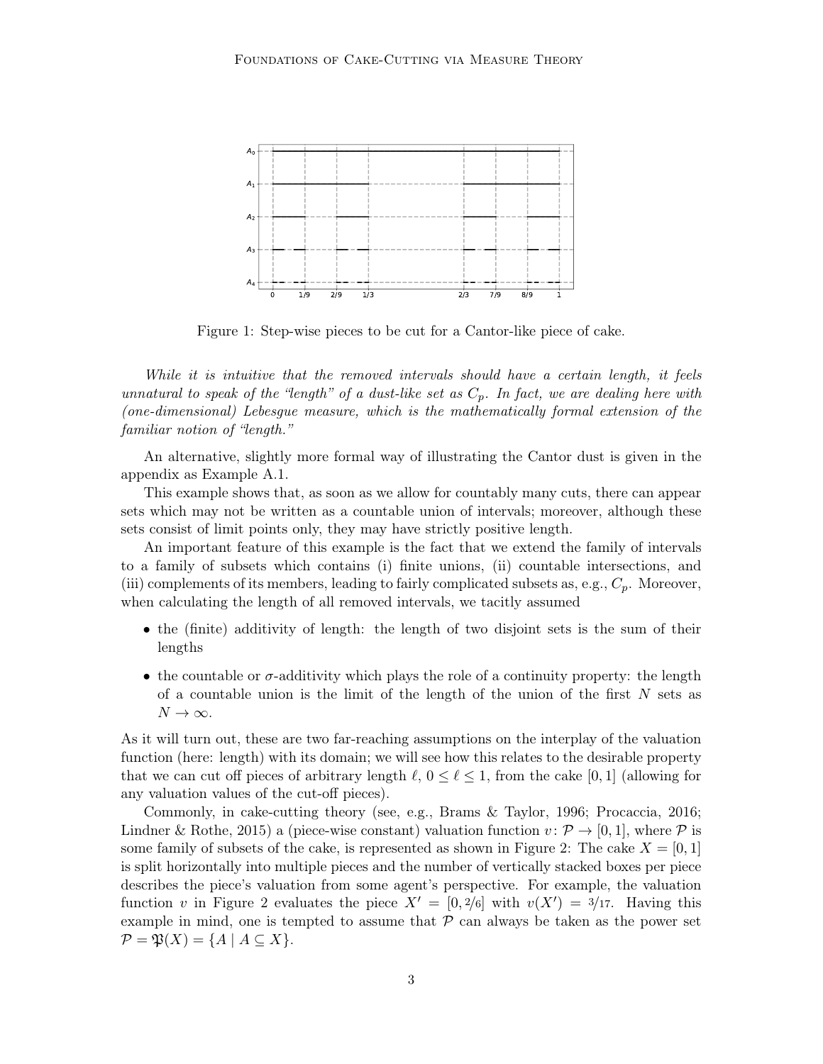Figure 1: Step-wise pieces to be cut for a Cantor-like piece of cake.

*While it is intuitive that the removed intervals should have a certain length, it feels unnatural to speak of the "length" of a dust-like set as $C_p$. In fact, we are dealing here with (one-dimensional) Lebesgue measure, which is the mathematically formal extension of the familiar notion of "length."*

An alternative, slightly more formal way of illustrating the Cantor dust is given in the appendix as Example A.1.

This example shows that, as soon as we allow for countably many cuts, there can appear sets which may not be written as a countable union of intervals; moreover, although these sets consist of limit points only, they may have strictly positive length.

An important feature of this example is the fact that we extend the family of intervals to a family of subsets which contains (i) finite unions, (ii) countable intersections, and (iii) complements of its members, leading to fairly complicated subsets as, e.g., $C_p$. Moreover, when calculating the length of all removed intervals, we tacitly assumed

- the (finite) additivity of length: the length of two disjoint sets is the sum of their lengths
- the countable or $\sigma$-additivity which plays the role of a continuity property: the length of a countable union is the limit of the length of the union of the first $N$ sets as $N \to \infty$.

As it will turn out, these are two far-reaching assumptions on the interplay of the valuation function (here: length) with its domain; we will see how this relates to the desirable property that we can cut off pieces of arbitrary length $\ell$, $0 \leq \ell \leq 1$, from the cake $[0, 1]$ (allowing for any valuation values of the cut-off pieces).

Commonly, in cake-cutting theory (see, e.g., Brams & Taylor, 1996; Procaccia, 2016; Lindner & Rothe, 2015) a (piece-wise constant) valuation function $v\colon \mathcal{P} \to [0, 1]$, where $\mathcal{P}$ is some family of subsets of the cake, is represented as shown in Figure 2: The cake $X = [0, 1]$ is split horizontally into multiple pieces and the number of vertically stacked boxes per piece describes the piece's valuation from some agent's perspective. For example, the valuation function $v$ in Figure 2 evaluates the piece $X' = [0, 2/6]$ with $v(X') = 3/17$. Having this example in mind, one is tempted to assume that $\mathcal{P}$ can always be taken as the power set $\mathcal{P} = \mathfrak{P}(X) = \{A \mid A \subseteq X\}$.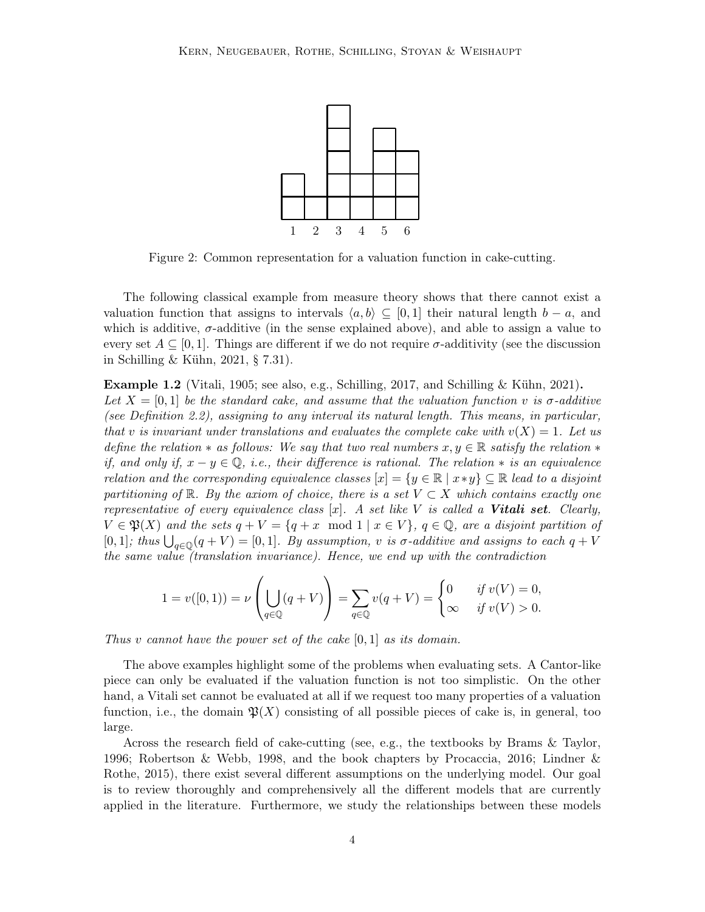Figure 2: Common representation for a valuation function in cake-cutting.

The following classical example from measure theory shows that there cannot exist a valuation function that assigns to intervals $\langle a, b \rangle \subseteq [0,1]$ their natural length $b - a$, and which is additive, $\sigma$-additive (in the sense explained above), and able to assign a value to every set $A \subseteq [0,1]$. Things are different if we do not require $\sigma$-additivity (see the discussion in Schilling & Kühn, 2021, § 7.31).

**Example 1.2** (Vitali, 1905; see also, e.g., Schilling, 2017, and Schilling & Kühn, 2021)**.** *Let $X = [0,1]$ be the standard cake, and assume that the valuation function $v$ is $\sigma$-additive (see Definition 2.2), assigning to any interval its natural length. This means, in particular, that $v$ is invariant under translations and evaluates the complete cake with $v(X) = 1$. Let us define the relation $*$ as follows: We say that two real numbers $x, y \in \mathbb{R}$ satisfy the relation $*$ if, and only if, $x - y \in \mathbb{Q}$, i.e., their difference is rational. The relation $*$ is an equivalence relation and the corresponding equivalence classes $[x] = \{y \in \mathbb{R} \mid x * y\} \subseteq \mathbb{R}$ lead to a disjoint partitioning of $\mathbb{R}$. By the axiom of choice, there is a set $V \subset X$ which contains exactly one representative of every equivalence class $[x]$. A set like $V$ is called a* ***Vitali set****. Clearly, $V \in \mathfrak{P}(X)$ and the sets $q + V = \{q + x \mod 1 \mid x \in V\}$, $q \in \mathbb{Q}$, are a disjoint partition of $[0,1]$; thus $\bigcup_{q \in \mathbb{Q}}(q + V) = [0,1]$. By assumption, $v$ is $\sigma$-additive and assigns to each $q + V$ the same value (translation invariance). Hence, we end up with the contradiction*

$$1 = v([0,1)) = \nu\left(\bigcup_{q \in \mathbb{Q}}(q + V)\right) = \sum_{q \in \mathbb{Q}} v(q + V) = \begin{cases} 0 & \text{if } v(V) = 0, \\ \infty & \text{if } v(V) > 0. \end{cases}$$

*Thus $v$ cannot have the power set of the cake $[0,1]$ as its domain.*

The above examples highlight some of the problems when evaluating sets. A Cantor-like piece can only be evaluated if the valuation function is not too simplistic. On the other hand, a Vitali set cannot be evaluated at all if we request too many properties of a valuation function, i.e., the domain $\mathfrak{P}(X)$ consisting of all possible pieces of cake is, in general, too large.

Across the research field of cake-cutting (see, e.g., the textbooks by Brams & Taylor, 1996; Robertson & Webb, 1998, and the book chapters by Procaccia, 2016; Lindner & Rothe, 2015), there exist several different assumptions on the underlying model. Our goal is to review thoroughly and comprehensively all the different models that are currently applied in the literature. Furthermore, we study the relationships between these models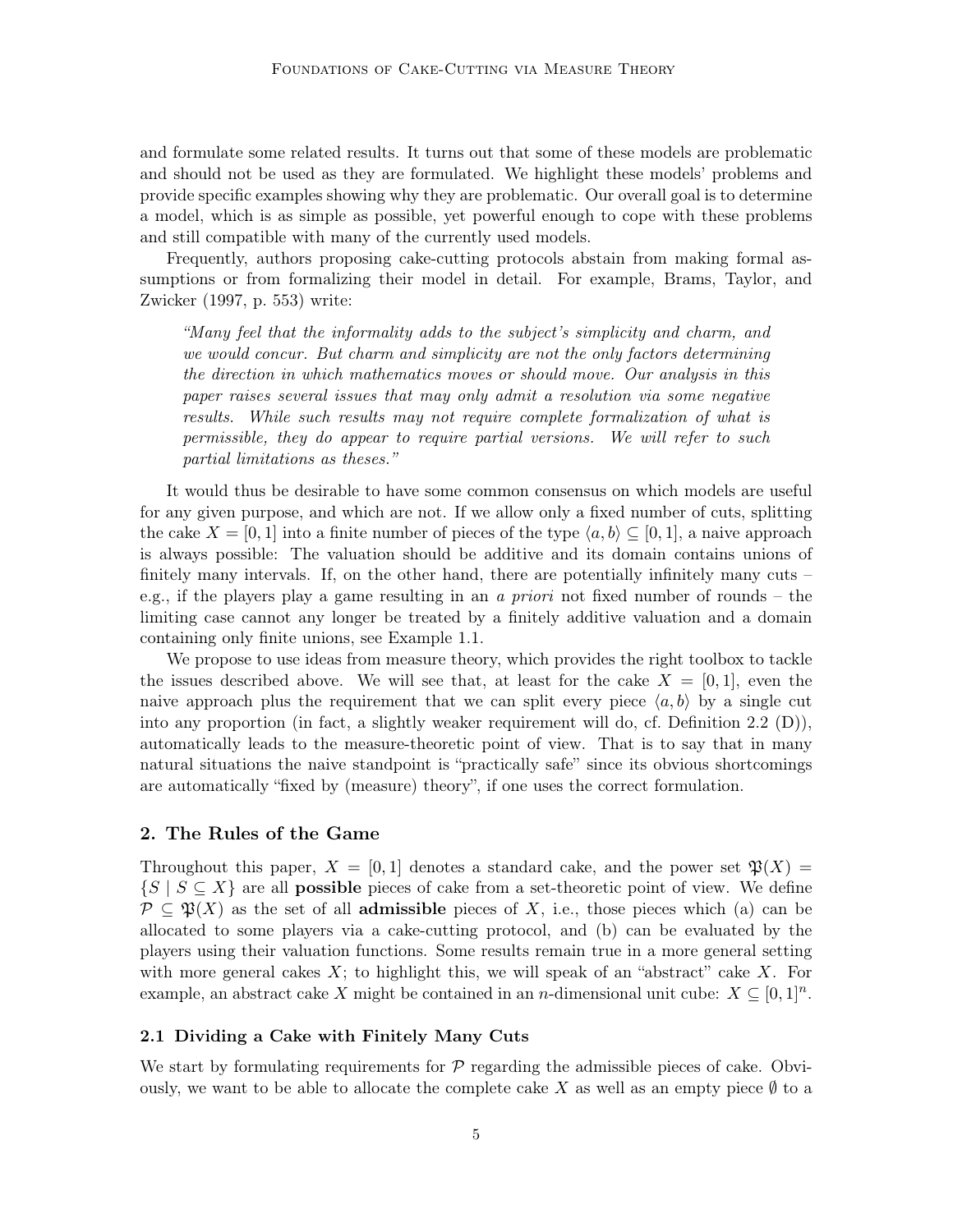and formulate some related results. It turns out that some of these models are problematic and should not be used as they are formulated. We highlight these models' problems and provide specific examples showing why they are problematic. Our overall goal is to determine a model, which is as simple as possible, yet powerful enough to cope with these problems and still compatible with many of the currently used models.

Frequently, authors proposing cake-cutting protocols abstain from making formal assumptions or from formalizing their model in detail. For example, Brams, Taylor, and Zwicker (1997, p. 553) write:

> *"Many feel that the informality adds to the subject's simplicity and charm, and we would concur. But charm and simplicity are not the only factors determining the direction in which mathematics moves or should move. Our analysis in this paper raises several issues that may only admit a resolution via some negative results. While such results may not require complete formalization of what is permissible, they do appear to require partial versions. We will refer to such partial limitations as theses."*

It would thus be desirable to have some common consensus on which models are useful for any given purpose, and which are not. If we allow only a fixed number of cuts, splitting the cake $X = [0, 1]$ into a finite number of pieces of the type $\langle a, b\rangle \subseteq [0, 1]$, a naive approach is always possible: The valuation should be additive and its domain contains unions of finitely many intervals. If, on the other hand, there are potentially infinitely many cuts – e.g., if the players play a game resulting in an *a priori* not fixed number of rounds – the limiting case cannot any longer be treated by a finitely additive valuation and a domain containing only finite unions, see Example 1.1.

We propose to use ideas from measure theory, which provides the right toolbox to tackle the issues described above. We will see that, at least for the cake $X = [0, 1]$, even the naive approach plus the requirement that we can split every piece $\langle a, b\rangle$ by a single cut into any proportion (in fact, a slightly weaker requirement will do, cf. Definition 2.2 (D)), automatically leads to the measure-theoretic point of view. That is to say that in many natural situations the naive standpoint is "practically safe" since its obvious shortcomings are automatically "fixed by (measure) theory", if one uses the correct formulation.

## 2. The Rules of the Game

Throughout this paper, $X = [0, 1]$ denotes a standard cake, and the power set $\mathfrak{P}(X) = \{S \mid S \subseteq X\}$ are all **possible** pieces of cake from a set-theoretic point of view. We define $\mathcal{P} \subseteq \mathfrak{P}(X)$ as the set of all **admissible** pieces of $X$, i.e., those pieces which (a) can be allocated to some players via a cake-cutting protocol, and (b) can be evaluated by the players using their valuation functions. Some results remain true in a more general setting with more general cakes $X$; to highlight this, we will speak of an "abstract" cake $X$. For example, an abstract cake $X$ might be contained in an $n$-dimensional unit cube: $X \subseteq [0, 1]^n$.

### 2.1 Dividing a Cake with Finitely Many Cuts

We start by formulating requirements for $\mathcal{P}$ regarding the admissible pieces of cake. Obviously, we want to be able to allocate the complete cake $X$ as well as an empty piece $\emptyset$ to a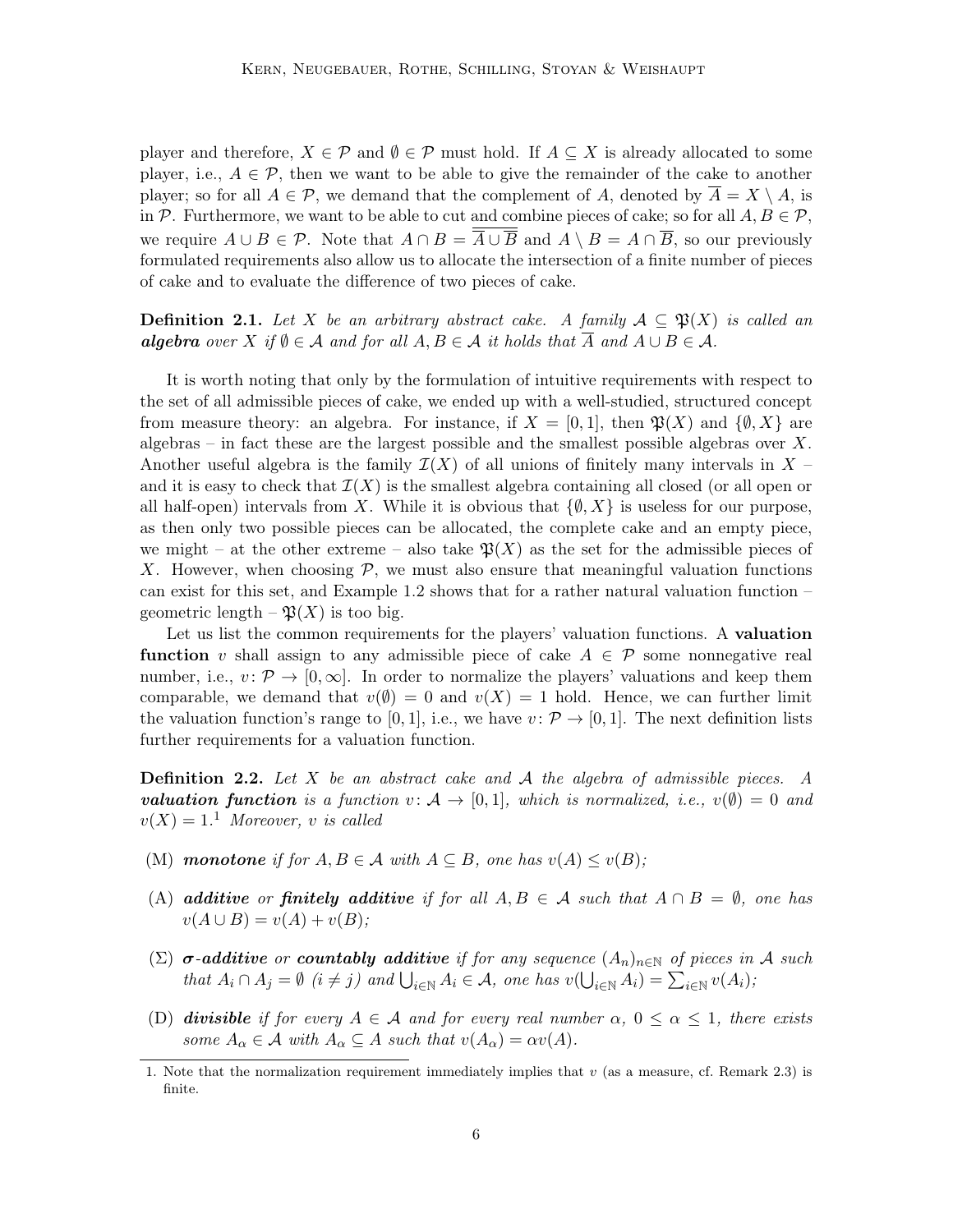player and therefore, $X \in \mathcal{P}$ and $\emptyset \in \mathcal{P}$ must hold. If $A \subseteq X$ is already allocated to some player, i.e., $A \in \mathcal{P}$, then we want to be able to give the remainder of the cake to another player; so for all $A \in \mathcal{P}$, we demand that the complement of $A$, denoted by $\overline{A} = X \setminus A$, is in $\mathcal{P}$. Furthermore, we want to be able to cut and combine pieces of cake; so for all $A, B \in \mathcal{P}$, we require $A \cup B \in \mathcal{P}$. Note that $A \cap B = \overline{\overline{A} \cup \overline{B}}$ and $A \setminus B = A \cap \overline{B}$, so our previously formulated requirements also allow us to allocate the intersection of a finite number of pieces of cake and to evaluate the difference of two pieces of cake.

**Definition 2.1.** *Let $X$ be an arbitrary abstract cake. A family $\mathcal{A} \subseteq \mathfrak{P}(X)$ is called an **algebra** over $X$ if $\emptyset \in \mathcal{A}$ and for all $A, B \in \mathcal{A}$ it holds that $\overline{A}$ and $A \cup B \in \mathcal{A}$.*

It is worth noting that only by the formulation of intuitive requirements with respect to the set of all admissible pieces of cake, we ended up with a well-studied, structured concept from measure theory: an algebra. For instance, if $X = [0, 1]$, then $\mathfrak{P}(X)$ and $\{\emptyset, X\}$ are algebras – in fact these are the largest possible and the smallest possible algebras over $X$. Another useful algebra is the family $\mathcal{I}(X)$ of all unions of finitely many intervals in $X$ – and it is easy to check that $\mathcal{I}(X)$ is the smallest algebra containing all closed (or all open or all half-open) intervals from $X$. While it is obvious that $\{\emptyset, X\}$ is useless for our purpose, as then only two possible pieces can be allocated, the complete cake and an empty piece, we might – at the other extreme – also take $\mathfrak{P}(X)$ as the set for the admissible pieces of $X$. However, when choosing $\mathcal{P}$, we must also ensure that meaningful valuation functions can exist for this set, and Example 1.2 shows that for a rather natural valuation function – geometric length – $\mathfrak{P}(X)$ is too big.

Let us list the common requirements for the players' valuation functions. A **valuation function** $v$ shall assign to any admissible piece of cake $A \in \mathcal{P}$ some nonnegative real number, i.e., $v\colon \mathcal{P} \to [0, \infty]$. In order to normalize the players' valuations and keep them comparable, we demand that $v(\emptyset) = 0$ and $v(X) = 1$ hold. Hence, we can further limit the valuation function's range to $[0, 1]$, i.e., we have $v\colon \mathcal{P} \to [0, 1]$. The next definition lists further requirements for a valuation function.

**Definition 2.2.** *Let $X$ be an abstract cake and $\mathcal{A}$ the algebra of admissible pieces. A **valuation function** is a function $v\colon \mathcal{A} \to [0, 1]$, which is normalized, i.e., $v(\emptyset) = 0$ and $v(X) = 1$.*[1] *Moreover, $v$ is called*

- (M) ***monotone*** *if for $A, B \in \mathcal{A}$ with $A \subseteq B$, one has $v(A) \leq v(B)$;*
- (A) ***additive*** *or **finitely additive** if for all $A, B \in \mathcal{A}$ such that $A \cap B = \emptyset$, one has $v(A \cup B) = v(A) + v(B)$;*
- ($\Sigma$) ***$\sigma$-additive*** *or **countably additive** if for any sequence $(A_n)_{n \in \mathbb{N}}$ of pieces in $\mathcal{A}$ such that $A_i \cap A_j = \emptyset$ $(i \neq j)$ and $\bigcup_{i \in \mathbb{N}} A_i \in \mathcal{A}$, one has $v(\bigcup_{i \in \mathbb{N}} A_i) = \sum_{i \in \mathbb{N}} v(A_i)$;*
- (D) ***divisible*** *if for every $A \in \mathcal{A}$ and for every real number $\alpha$, $0 \leq \alpha \leq 1$, there exists some $A_\alpha \in \mathcal{A}$ with $A_\alpha \subseteq A$ such that $v(A_\alpha) = \alpha v(A)$.*

1. Note that the normalization requirement immediately implies that $v$ (as a measure, cf. Remark 2.3) is finite.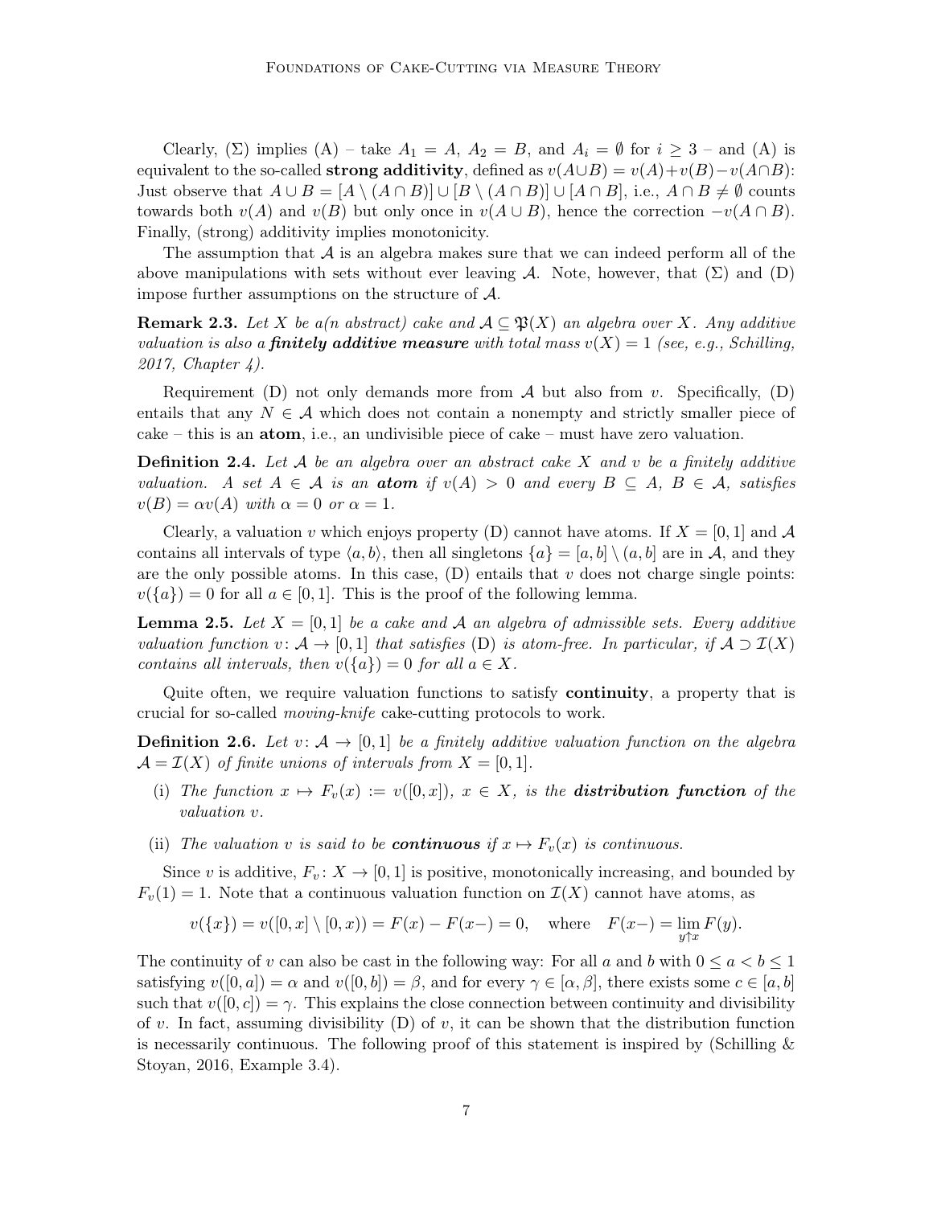Clearly, (Σ) implies (A) – take $A_1 = A$, $A_2 = B$, and $A_i = \emptyset$ for $i \geq 3$ – and (A) is equivalent to the so-called **strong additivity**, defined as $v(A \cup B) = v(A) + v(B) - v(A \cap B)$: Just observe that $A \cup B = [A \setminus (A \cap B)] \cup [B \setminus (A \cap B)] \cup [A \cap B]$, i.e., $A \cap B \neq \emptyset$ counts towards both $v(A)$ and $v(B)$ but only once in $v(A \cup B)$, hence the correction $-v(A \cap B)$. Finally, (strong) additivity implies monotonicity.

The assumption that $\mathcal{A}$ is an algebra makes sure that we can indeed perform all of the above manipulations with sets without ever leaving $\mathcal{A}$. Note, however, that (Σ) and (D) impose further assumptions on the structure of $\mathcal{A}$.

**Remark 2.3.** *Let $X$ be a(n abstract) cake and $\mathcal{A} \subseteq \mathfrak{P}(X)$ an algebra over $X$. Any additive valuation is also a* ***finitely additive measure*** *with total mass $v(X) = 1$ (see, e.g., Schilling, 2017, Chapter 4).*

Requirement (D) not only demands more from $\mathcal{A}$ but also from $v$. Specifically, (D) entails that any $N \in \mathcal{A}$ which does not contain a nonempty and strictly smaller piece of cake – this is an **atom**, i.e., an undivisible piece of cake – must have zero valuation.

**Definition 2.4.** *Let $\mathcal{A}$ be an algebra over an abstract cake $X$ and $v$ be a finitely additive valuation. A set $A \in \mathcal{A}$ is an* ***atom*** *if $v(A) > 0$ and every $B \subseteq A$, $B \in \mathcal{A}$, satisfies $v(B) = \alpha v(A)$ with $\alpha = 0$ or $\alpha = 1$.*

Clearly, a valuation $v$ which enjoys property (D) cannot have atoms. If $X = [0, 1]$ and $\mathcal{A}$ contains all intervals of type $\langle a, b \rangle$, then all singletons $\{a\} = [a, b] \setminus (a, b]$ are in $\mathcal{A}$, and they are the only possible atoms. In this case, (D) entails that $v$ does not charge single points: $v(\{a\}) = 0$ for all $a \in [0, 1]$. This is the proof of the following lemma.

**Lemma 2.5.** *Let $X = [0, 1]$ be a cake and $\mathcal{A}$ an algebra of admissible sets. Every additive valuation function $v \colon \mathcal{A} \to [0, 1]$ that satisfies (D) is atom-free. In particular, if $\mathcal{A} \supset \mathcal{I}(X)$ contains all intervals, then $v(\{a\}) = 0$ for all $a \in X$.*

Quite often, we require valuation functions to satisfy **continuity**, a property that is crucial for so-called *moving-knife* cake-cutting protocols to work.

**Definition 2.6.** *Let $v \colon \mathcal{A} \to [0, 1]$ be a finitely additive valuation function on the algebra $\mathcal{A} = \mathcal{I}(X)$ of finite unions of intervals from $X = [0, 1]$.*

- (i) *The function $x \mapsto F_v(x) := v([0, x])$, $x \in X$, is the* ***distribution function*** *of the valuation $v$.*
- (ii) *The valuation $v$ is said to be* ***continuous*** *if $x \mapsto F_v(x)$ is continuous.*

Since $v$ is additive, $F_v \colon X \to [0, 1]$ is positive, monotonically increasing, and bounded by $F_v(1) = 1$. Note that a continuous valuation function on $\mathcal{I}(X)$ cannot have atoms, as

$$v(\{x\}) = v([0, x] \setminus [0, x)) = F(x) - F(x-) = 0, \quad \text{where} \quad F(x-) = \lim_{y \uparrow x} F(y).$$

The continuity of $v$ can also be cast in the following way: For all $a$ and $b$ with $0 \leq a < b \leq 1$ satisfying $v([0, a]) = \alpha$ and $v([0, b]) = \beta$, and for every $\gamma \in [\alpha, \beta]$, there exists some $c \in [a, b]$ such that $v([0, c]) = \gamma$. This explains the close connection between continuity and divisibility of $v$. In fact, assuming divisibility (D) of $v$, it can be shown that the distribution function is necessarily continuous. The following proof of this statement is inspired by (Schilling & Stoyan, 2016, Example 3.4).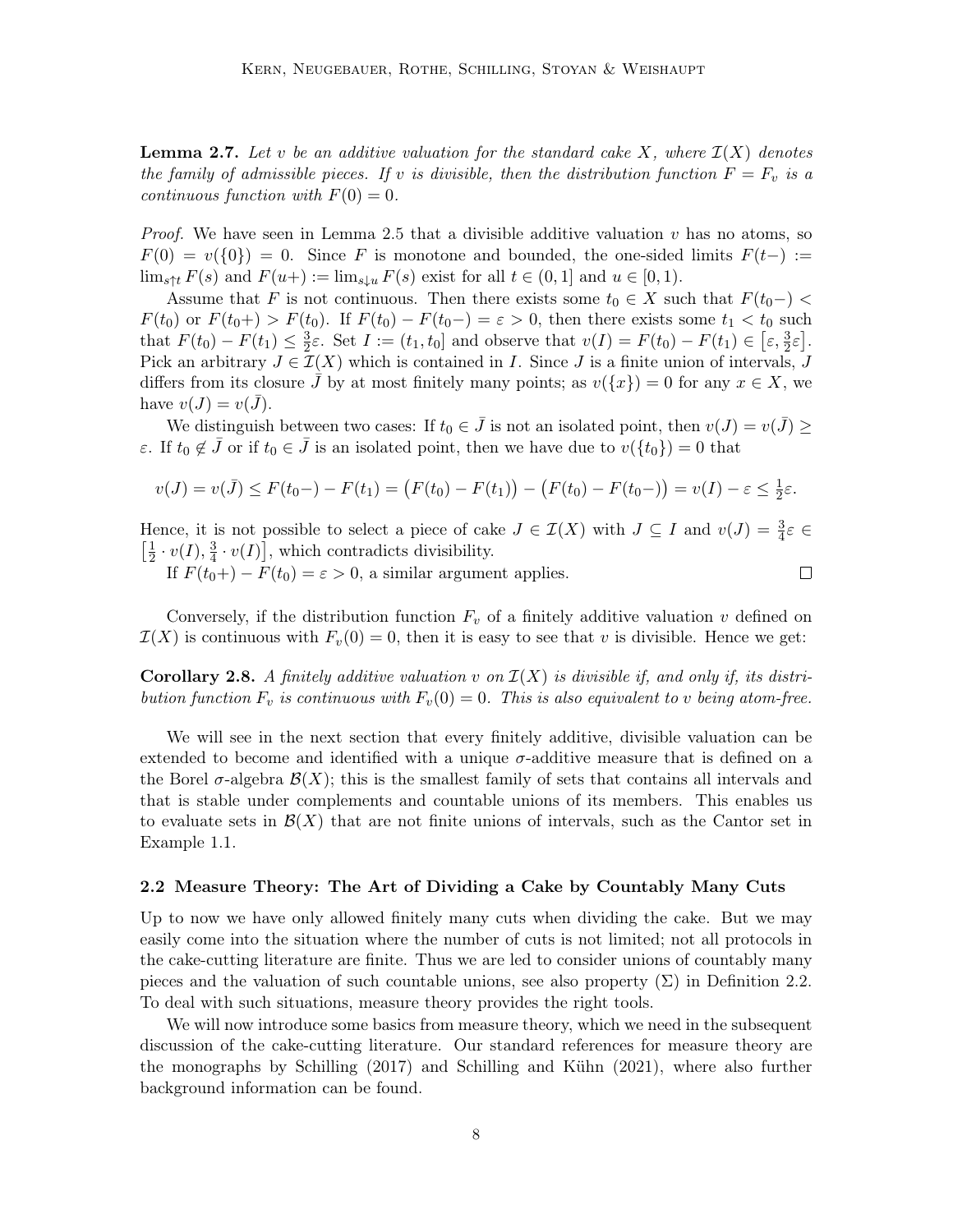**Lemma 2.7.** *Let $v$ be an additive valuation for the standard cake $X$, where $\mathcal{I}(X)$ denotes the family of admissible pieces. If $v$ is divisible, then the distribution function $F = F_v$ is a continuous function with $F(0) = 0$.*

*Proof.* We have seen in Lemma 2.5 that a divisible additive valuation $v$ has no atoms, so $F(0) = v(\{0\}) = 0$. Since $F$ is monotone and bounded, the one-sided limits $F(t-) := \lim_{s\uparrow t} F(s)$ and $F(u+) := \lim_{s\downarrow u} F(s)$ exist for all $t \in (0, 1]$ and $u \in [0, 1)$.

Assume that $F$ is not continuous. Then there exists some $t_0 \in X$ such that $F(t_0-) < F(t_0)$ or $F(t_0+) > F(t_0)$. If $F(t_0) - F(t_0-) = \varepsilon > 0$, then there exists some $t_1 < t_0$ such that $F(t_0) - F(t_1) \leq \frac{3}{2}\varepsilon$. Set $I := (t_1, t_0]$ and observe that $v(I) = F(t_0) - F(t_1) \in \left[\varepsilon, \frac{3}{2}\varepsilon\right]$. Pick an arbitrary $J \in \mathcal{I}(X)$ which is contained in $I$. Since $J$ is a finite union of intervals, $J$ differs from its closure $\bar{J}$ by at most finitely many points; as $v(\{x\}) = 0$ for any $x \in X$, we have $v(J) = v(\bar{J})$.

We distinguish between two cases: If $t_0 \in \bar{J}$ is not an isolated point, then $v(J) = v(\bar{J}) \geq \varepsilon$. If $t_0 \notin \bar{J}$ or if $t_0 \in \bar{J}$ is an isolated point, then we have due to $v(\{t_0\}) = 0$ that

$$v(J) = v(\bar{J}) \leq F(t_0-) - F(t_1) = \big(F(t_0) - F(t_1)\big) - \big(F(t_0) - F(t_0-)\big) = v(I) - \varepsilon \leq \tfrac{1}{2}\varepsilon.$$

Hence, it is not possible to select a piece of cake $J \in \mathcal{I}(X)$ with $J \subseteq I$ and $v(J) = \frac{3}{4}\varepsilon \in \left[\frac{1}{2} \cdot v(I), \frac{3}{4} \cdot v(I)\right]$, which contradicts divisibility.

If $F(t_0+) - F(t_0) = \varepsilon > 0$, a similar argument applies. $\square$

Conversely, if the distribution function $F_v$ of a finitely additive valuation $v$ defined on $\mathcal{I}(X)$ is continuous with $F_v(0) = 0$, then it is easy to see that $v$ is divisible. Hence we get:

**Corollary 2.8.** *A finitely additive valuation $v$ on $\mathcal{I}(X)$ is divisible if, and only if, its distribution function $F_v$ is continuous with $F_v(0) = 0$. This is also equivalent to $v$ being atom-free.*

We will see in the next section that every finitely additive, divisible valuation can be extended to become and identified with a unique $\sigma$-additive measure that is defined on a the Borel $\sigma$-algebra $\mathcal{B}(X)$; this is the smallest family of sets that contains all intervals and that is stable under complements and countable unions of its members. This enables us to evaluate sets in $\mathcal{B}(X)$ that are not finite unions of intervals, such as the Cantor set in Example 1.1.

### 2.2 Measure Theory: The Art of Dividing a Cake by Countably Many Cuts

Up to now we have only allowed finitely many cuts when dividing the cake. But we may easily come into the situation where the number of cuts is not limited; not all protocols in the cake-cutting literature are finite. Thus we are led to consider unions of countably many pieces and the valuation of such countable unions, see also property $(\Sigma)$ in Definition 2.2. To deal with such situations, measure theory provides the right tools.

We will now introduce some basics from measure theory, which we need in the subsequent discussion of the cake-cutting literature. Our standard references for measure theory are the monographs by Schilling (2017) and Schilling and Kühn (2021), where also further background information can be found.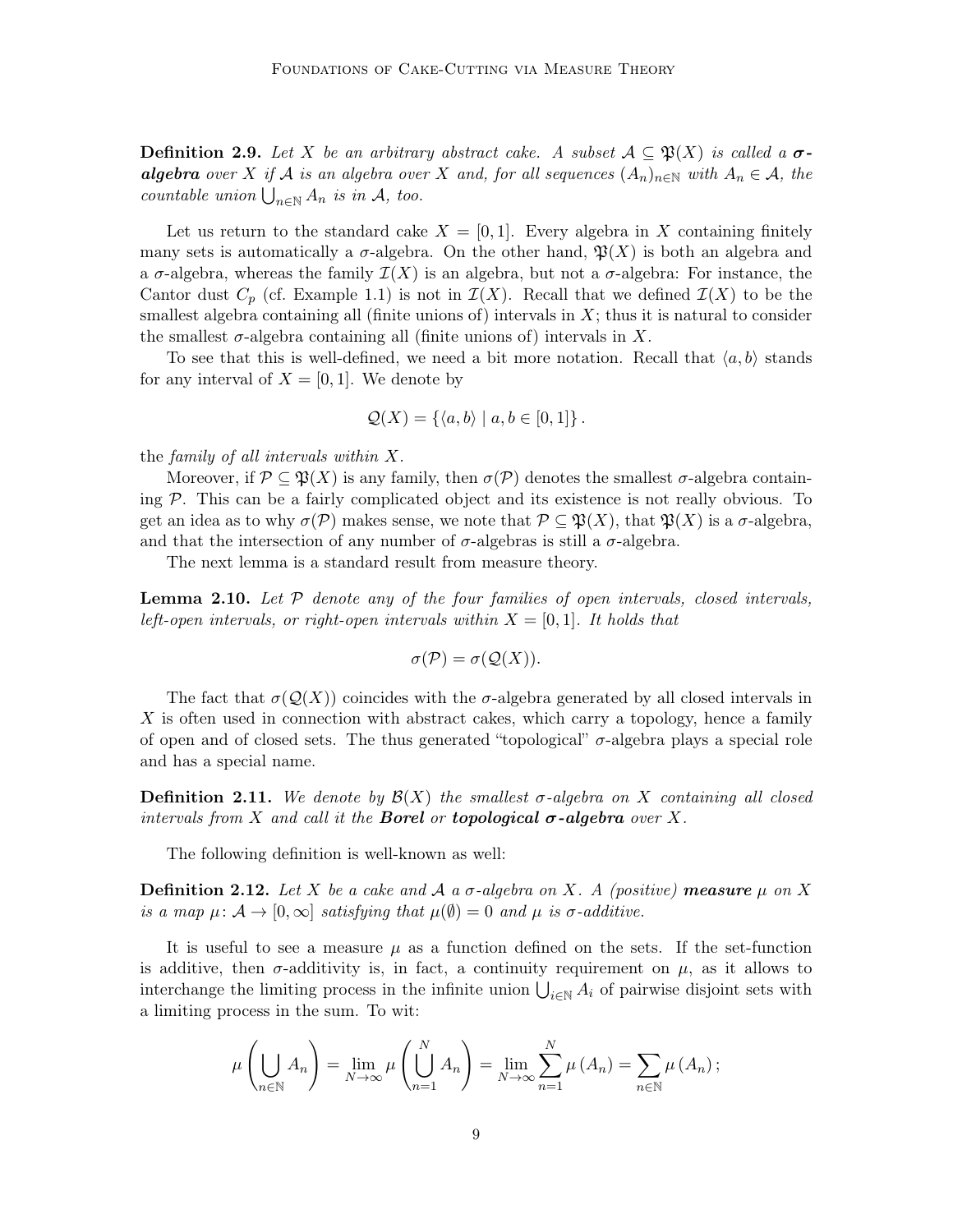**Definition 2.9.** *Let $X$ be an arbitrary abstract cake. A subset $\mathcal{A} \subseteq \mathfrak{P}(X)$ is called a **$\sigma$-algebra** over $X$ if $\mathcal{A}$ is an algebra over $X$ and, for all sequences $(A_n)_{n\in\mathbb{N}}$ with $A_n \in \mathcal{A}$, the countable union $\bigcup_{n\in\mathbb{N}} A_n$ is in $\mathcal{A}$, too.*

Let us return to the standard cake $X = [0,1]$. Every algebra in $X$ containing finitely many sets is automatically a $\sigma$-algebra. On the other hand, $\mathfrak{P}(X)$ is both an algebra and a $\sigma$-algebra, whereas the family $\mathcal{I}(X)$ is an algebra, but not a $\sigma$-algebra: For instance, the Cantor dust $C_p$ (cf. Example 1.1) is not in $\mathcal{I}(X)$. Recall that we defined $\mathcal{I}(X)$ to be the smallest algebra containing all (finite unions of) intervals in $X$; thus it is natural to consider the smallest $\sigma$-algebra containing all (finite unions of) intervals in $X$.

To see that this is well-defined, we need a bit more notation. Recall that $\langle a, b\rangle$ stands for any interval of $X = [0,1]$. We denote by

$$\mathcal{Q}(X) = \{\langle a, b\rangle \mid a, b \in [0,1]\}.$$

the *family of all intervals within $X$*.

Moreover, if $\mathcal{P} \subseteq \mathfrak{P}(X)$ is any family, then $\sigma(\mathcal{P})$ denotes the smallest $\sigma$-algebra containing $\mathcal{P}$. This can be a fairly complicated object and its existence is not really obvious. To get an idea as to why $\sigma(\mathcal{P})$ makes sense, we note that $\mathcal{P} \subseteq \mathfrak{P}(X)$, that $\mathfrak{P}(X)$ is a $\sigma$-algebra, and that the intersection of any number of $\sigma$-algebras is still a $\sigma$-algebra.

The next lemma is a standard result from measure theory.

**Lemma 2.10.** *Let $\mathcal{P}$ denote any of the four families of open intervals, closed intervals, left-open intervals, or right-open intervals within $X = [0,1]$. It holds that*

$$\sigma(\mathcal{P}) = \sigma(\mathcal{Q}(X)).$$

The fact that $\sigma(\mathcal{Q}(X))$ coincides with the $\sigma$-algebra generated by all closed intervals in $X$ is often used in connection with abstract cakes, which carry a topology, hence a family of open and of closed sets. The thus generated "topological" $\sigma$-algebra plays a special role and has a special name.

**Definition 2.11.** *We denote by $\mathcal{B}(X)$ the smallest $\sigma$-algebra on $X$ containing all closed intervals from $X$ and call it the **Borel** or **topological $\sigma$-algebra** over $X$.*

The following definition is well-known as well:

**Definition 2.12.** *Let $X$ be a cake and $\mathcal{A}$ a $\sigma$-algebra on $X$. A (positive) **measure** $\mu$ on $X$ is a map $\mu\colon \mathcal{A} \to [0,\infty]$ satisfying that $\mu(\emptyset) = 0$ and $\mu$ is $\sigma$-additive.*

It is useful to see a measure $\mu$ as a function defined on the sets. If the set-function is additive, then $\sigma$-additivity is, in fact, a continuity requirement on $\mu$, as it allows to interchange the limiting process in the infinite union $\bigcup_{i\in\mathbb{N}} A_i$ of pairwise disjoint sets with a limiting process in the sum. To wit:

$$\mu\left(\bigcup_{n\in\mathbb{N}} A_n\right) = \lim_{N\to\infty} \mu\left(\bigcup_{n=1}^{N} A_n\right) = \lim_{N\to\infty} \sum_{n=1}^{N} \mu\left(A_n\right) = \sum_{n\in\mathbb{N}} \mu\left(A_n\right);$$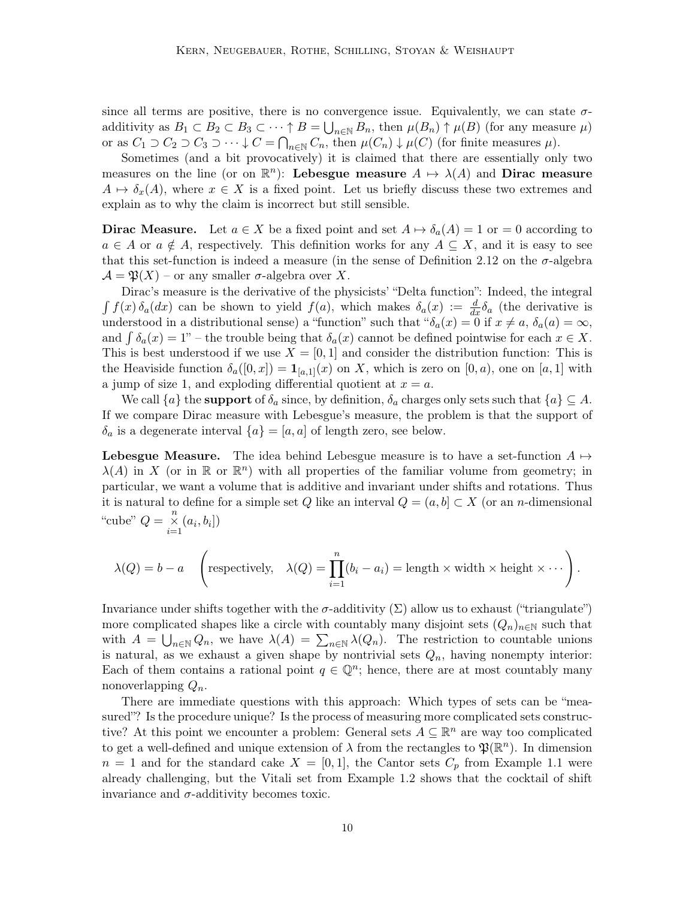since all terms are positive, there is no convergence issue. Equivalently, we can state $\sigma$-additivity as $B_1 \subset B_2 \subset B_3 \subset \cdots \uparrow B = \bigcup_{n\in\mathbb{N}} B_n$, then $\mu(B_n) \uparrow \mu(B)$ (for any measure $\mu$) or as $C_1 \supset C_2 \supset C_3 \supset \cdots \downarrow C = \bigcap_{n\in\mathbb{N}} C_n$, then $\mu(C_n) \downarrow \mu(C)$ (for finite measures $\mu$).

Sometimes (and a bit provocatively) it is claimed that there are essentially only two measures on the line (or on $\mathbb{R}^n$): **Lebesgue measure** $A \mapsto \lambda(A)$ and **Dirac measure** $A \mapsto \delta_x(A)$, where $x \in X$ is a fixed point. Let us briefly discuss these two extremes and explain as to why the claim is incorrect but still sensible.

**Dirac Measure.** Let $a \in X$ be a fixed point and set $A \mapsto \delta_a(A) = 1$ or $= 0$ according to $a \in A$ or $a \notin A$, respectively. This definition works for any $A \subseteq X$, and it is easy to see that this set-function is indeed a measure (in the sense of Definition 2.12 on the $\sigma$-algebra $\mathcal{A} = \mathfrak{P}(X)$ – or any smaller $\sigma$-algebra over $X$.

Dirac's measure is the derivative of the physicists' "Delta function": Indeed, the integral $\int f(x)\,\delta_a(dx)$ can be shown to yield $f(a)$, which makes $\delta_a(x) := \frac{d}{dx}\delta_a$ (the derivative is understood in a distributional sense) a "function" such that "$\delta_a(x) = 0$ if $x \neq a$, $\delta_a(a) = \infty$, and $\int \delta_a(x) = 1$" – the trouble being that $\delta_a(x)$ cannot be defined pointwise for each $x \in X$. This is best understood if we use $X = [0,1]$ and consider the distribution function: This is the Heaviside function $\delta_a([0,x]) = \mathbf{1}_{[a,1]}(x)$ on $X$, which is zero on $[0,a)$, one on $[a,1]$ with a jump of size 1, and exploding differential quotient at $x = a$.

We call $\{a\}$ the **support** of $\delta_a$ since, by definition, $\delta_a$ charges only sets such that $\{a\} \subseteq A$. If we compare Dirac measure with Lebesgue's measure, the problem is that the support of $\delta_a$ is a degenerate interval $\{a\} = [a,a]$ of length zero, see below.

**Lebesgue Measure.** The idea behind Lebesgue measure is to have a set-function $A \mapsto \lambda(A)$ in $X$ (or in $\mathbb{R}$ or $\mathbb{R}^n$) with all properties of the familiar volume from geometry; in particular, we want a volume that is additive and invariant under shifts and rotations. Thus it is natural to define for a simple set $Q$ like an interval $Q = (a,b] \subset X$ (or an $n$-dimensional "cube" $Q = \bigtimes_{i=1}^{n} (a_i, b_i]$)

$$\lambda(Q) = b - a \quad \left(\text{respectively,} \quad \lambda(Q) = \prod_{i=1}^{n}(b_i - a_i) = \text{length} \times \text{width} \times \text{height} \times \cdots\right).$$

Invariance under shifts together with the $\sigma$-additivity ($\Sigma$) allow us to exhaust ("triangulate") more complicated shapes like a circle with countably many disjoint sets $(Q_n)_{n\in\mathbb{N}}$ such that with $A = \bigcup_{n\in\mathbb{N}} Q_n$, we have $\lambda(A) = \sum_{n\in\mathbb{N}} \lambda(Q_n)$. The restriction to countable unions is natural, as we exhaust a given shape by nontrivial sets $Q_n$, having nonempty interior: Each of them contains a rational point $q \in \mathbb{Q}^n$; hence, there are at most countably many nonoverlapping $Q_n$.

There are immediate questions with this approach: Which types of sets can be "measured"? Is the procedure unique? Is the process of measuring more complicated sets constructive? At this point we encounter a problem: General sets $A \subseteq \mathbb{R}^n$ are way too complicated to get a well-defined and unique extension of $\lambda$ from the rectangles to $\mathfrak{P}(\mathbb{R}^n)$. In dimension $n = 1$ and for the standard cake $X = [0,1]$, the Cantor sets $C_p$ from Example 1.1 were already challenging, but the Vitali set from Example 1.2 shows that the cocktail of shift invariance and $\sigma$-additivity becomes toxic.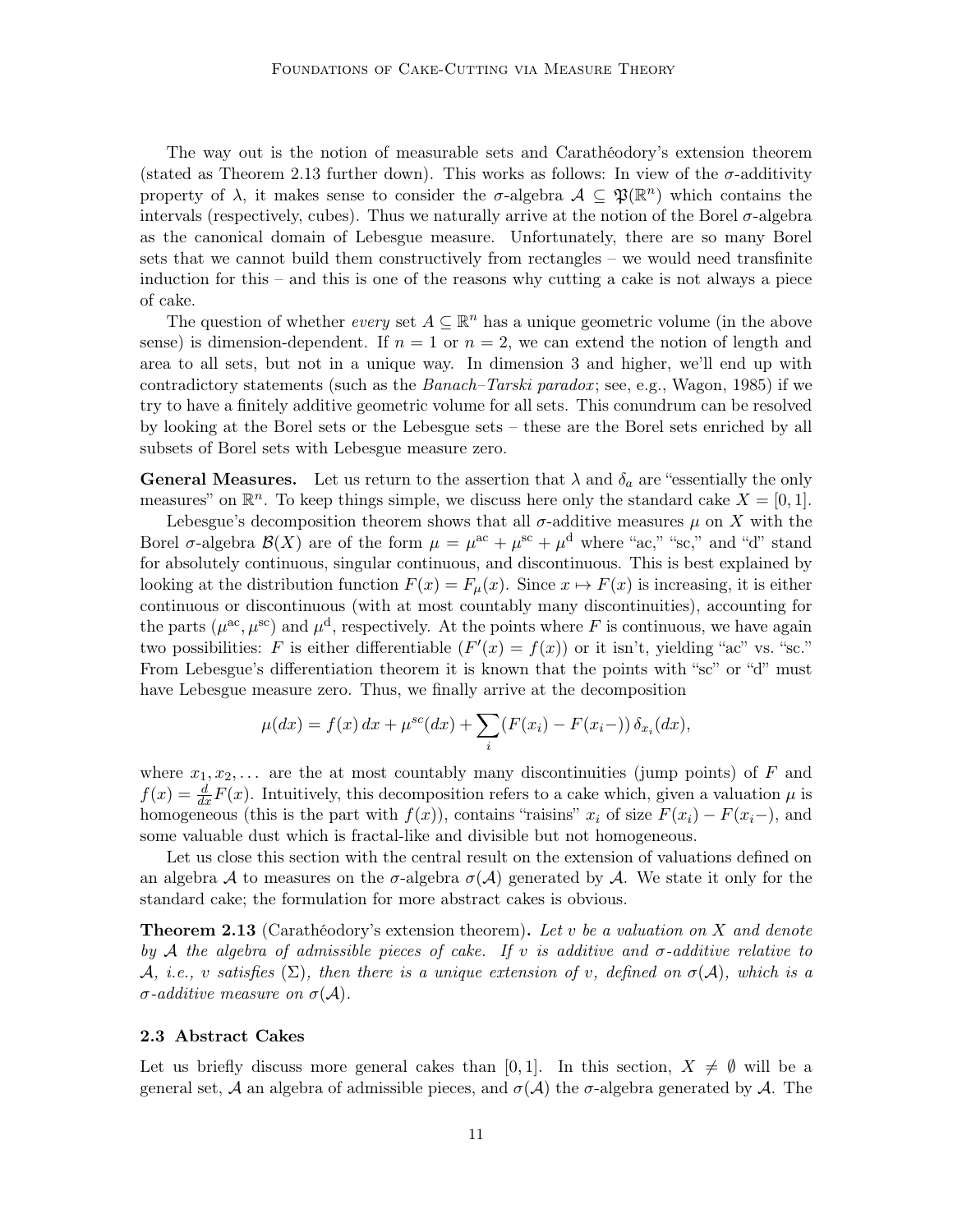The way out is the notion of measurable sets and Carathéodory's extension theorem (stated as Theorem 2.13 further down). This works as follows: In view of the $\sigma$-additivity property of $\lambda$, it makes sense to consider the $\sigma$-algebra $\mathcal{A} \subseteq \mathfrak{P}(\mathbb{R}^n)$ which contains the intervals (respectively, cubes). Thus we naturally arrive at the notion of the Borel $\sigma$-algebra as the canonical domain of Lebesgue measure. Unfortunately, there are so many Borel sets that we cannot build them constructively from rectangles – we would need transfinite induction for this – and this is one of the reasons why cutting a cake is not always a piece of cake.

The question of whether *every* set $A \subseteq \mathbb{R}^n$ has a unique geometric volume (in the above sense) is dimension-dependent. If $n = 1$ or $n = 2$, we can extend the notion of length and area to all sets, but not in a unique way. In dimension 3 and higher, we'll end up with contradictory statements (such as the *Banach–Tarski paradox*; see, e.g., Wagon, 1985) if we try to have a finitely additive geometric volume for all sets. This conundrum can be resolved by looking at the Borel sets or the Lebesgue sets – these are the Borel sets enriched by all subsets of Borel sets with Lebesgue measure zero.

**General Measures.** Let us return to the assertion that $\lambda$ and $\delta_a$ are "essentially the only measures" on $\mathbb{R}^n$. To keep things simple, we discuss here only the standard cake $X = [0, 1]$.

Lebesgue's decomposition theorem shows that all $\sigma$-additive measures $\mu$ on $X$ with the Borel $\sigma$-algebra $\mathcal{B}(X)$ are of the form $\mu = \mu^{\mathrm{ac}} + \mu^{\mathrm{sc}} + \mu^{\mathrm{d}}$ where "ac," "sc," and "d" stand for absolutely continuous, singular continuous, and discontinuous. This is best explained by looking at the distribution function $F(x) = F_\mu(x)$. Since $x \mapsto F(x)$ is increasing, it is either continuous or discontinuous (with at most countably many discontinuities), accounting for the parts $(\mu^{\mathrm{ac}}, \mu^{\mathrm{sc}})$ and $\mu^{\mathrm{d}}$, respectively. At the points where $F$ is continuous, we have again two possibilities: $F$ is either differentiable ($F'(x) = f(x)$) or it isn't, yielding "ac" vs. "sc." From Lebesgue's differentiation theorem it is known that the points with "sc" or "d" must have Lebesgue measure zero. Thus, we finally arrive at the decomposition

$$\mu(dx) = f(x)\,dx + \mu^{sc}(dx) + \sum_i (F(x_i) - F(x_i-))\,\delta_{x_i}(dx),$$

where $x_1, x_2, \ldots$ are the at most countably many discontinuities (jump points) of $F$ and $f(x) = \frac{d}{dx}F(x)$. Intuitively, this decomposition refers to a cake which, given a valuation $\mu$ is homogeneous (this is the part with $f(x)$), contains "raisins" $x_i$ of size $F(x_i) - F(x_i-)$, and some valuable dust which is fractal-like and divisible but not homogeneous.

Let us close this section with the central result on the extension of valuations defined on an algebra $\mathcal{A}$ to measures on the $\sigma$-algebra $\sigma(\mathcal{A})$ generated by $\mathcal{A}$. We state it only for the standard cake; the formulation for more abstract cakes is obvious.

**Theorem 2.13** (Carathéodory's extension theorem)**.** *Let $v$ be a valuation on $X$ and denote by $\mathcal{A}$ the algebra of admissible pieces of cake. If $v$ is additive and $\sigma$-additive relative to $\mathcal{A}$, i.e., $v$ satisfies $(\Sigma)$, then there is a unique extension of $v$, defined on $\sigma(\mathcal{A})$, which is a $\sigma$-additive measure on $\sigma(\mathcal{A})$.*

### 2.3 Abstract Cakes

Let us briefly discuss more general cakes than $[0, 1]$. In this section, $X \neq \emptyset$ will be a general set, $\mathcal{A}$ an algebra of admissible pieces, and $\sigma(\mathcal{A})$ the $\sigma$-algebra generated by $\mathcal{A}$. The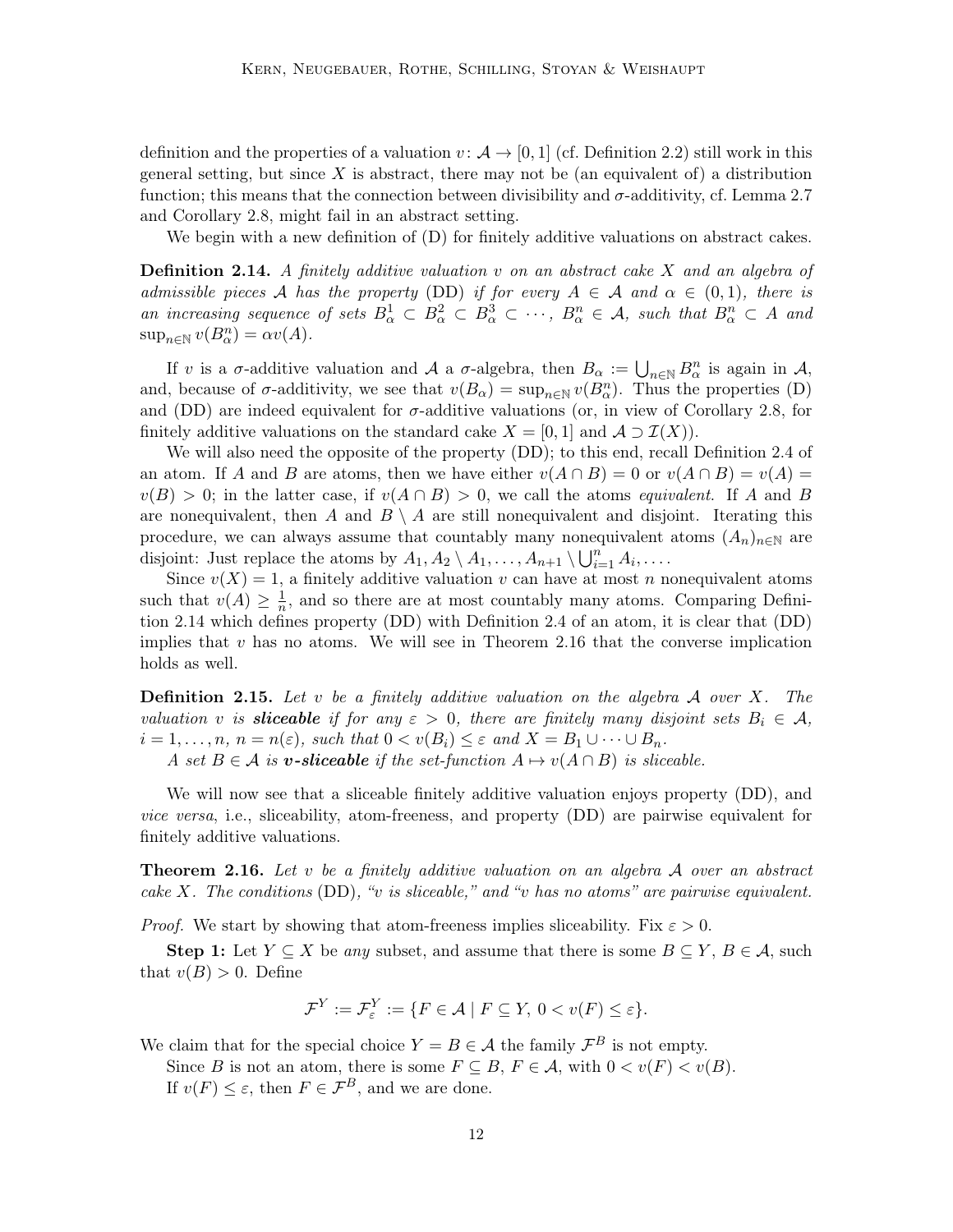definition and the properties of a valuation $v \colon \mathcal{A} \to [0,1]$ (cf. Definition 2.2) still work in this general setting, but since $X$ is abstract, there may not be (an equivalent of) a distribution function; this means that the connection between divisibility and $\sigma$-additivity, cf. Lemma 2.7 and Corollary 2.8, might fail in an abstract setting.

We begin with a new definition of (D) for finitely additive valuations on abstract cakes.

**Definition 2.14.** *A finitely additive valuation $v$ on an abstract cake $X$ and an algebra of admissible pieces $\mathcal{A}$ has the property* (DD) *if for every $A \in \mathcal{A}$ and $\alpha \in (0,1)$, there is an increasing sequence of sets $B_\alpha^1 \subset B_\alpha^2 \subset B_\alpha^3 \subset \cdots$, $B_\alpha^n \in \mathcal{A}$, such that $B_\alpha^n \subset A$ and $\sup_{n\in\mathbb{N}} v(B_\alpha^n) = \alpha v(A)$.*

If $v$ is a $\sigma$-additive valuation and $\mathcal{A}$ a $\sigma$-algebra, then $B_\alpha := \bigcup_{n\in\mathbb{N}} B_\alpha^n$ is again in $\mathcal{A}$, and, because of $\sigma$-additivity, we see that $v(B_\alpha) = \sup_{n\in\mathbb{N}} v(B_\alpha^n)$. Thus the properties (D) and (DD) are indeed equivalent for $\sigma$-additive valuations (or, in view of Corollary 2.8, for finitely additive valuations on the standard cake $X = [0,1]$ and $\mathcal{A} \supset \mathcal{I}(X)$).

We will also need the opposite of the property (DD); to this end, recall Definition 2.4 of an atom. If $A$ and $B$ are atoms, then we have either $v(A \cap B) = 0$ or $v(A \cap B) = v(A) = v(B) > 0$; in the latter case, if $v(A \cap B) > 0$, we call the atoms *equivalent*. If $A$ and $B$ are nonequivalent, then $A$ and $B \setminus A$ are still nonequivalent and disjoint. Iterating this procedure, we can always assume that countably many nonequivalent atoms $(A_n)_{n\in\mathbb{N}}$ are disjoint: Just replace the atoms by $A_1, A_2 \setminus A_1, \ldots, A_{n+1} \setminus \bigcup_{i=1}^n A_i, \ldots$.

Since $v(X) = 1$, a finitely additive valuation $v$ can have at most $n$ nonequivalent atoms such that $v(A) \geq \frac{1}{n}$, and so there are at most countably many atoms. Comparing Definition 2.14 which defines property (DD) with Definition 2.4 of an atom, it is clear that (DD) implies that $v$ has no atoms. We will see in Theorem 2.16 that the converse implication holds as well.

**Definition 2.15.** *Let $v$ be a finitely additive valuation on the algebra $\mathcal{A}$ over $X$. The valuation $v$ is **sliceable** if for any $\varepsilon > 0$, there are finitely many disjoint sets $B_i \in \mathcal{A}$, $i = 1, \ldots, n$, $n = n(\varepsilon)$, such that $0 < v(B_i) \leq \varepsilon$ and $X = B_1 \cup \cdots \cup B_n$.*

*A set $B \in \mathcal{A}$ is **v-sliceable** if the set-function $A \mapsto v(A \cap B)$ is sliceable.*

We will now see that a sliceable finitely additive valuation enjoys property (DD), and *vice versa*, i.e., sliceability, atom-freeness, and property (DD) are pairwise equivalent for finitely additive valuations.

**Theorem 2.16.** *Let $v$ be a finitely additive valuation on an algebra $\mathcal{A}$ over an abstract cake $X$. The conditions* (DD)*, "$v$ is sliceable," and "$v$ has no atoms" are pairwise equivalent.*

*Proof.* We start by showing that atom-freeness implies sliceability. Fix $\varepsilon > 0$.

**Step 1:** Let $Y \subseteq X$ be *any* subset, and assume that there is some $B \subseteq Y$, $B \in \mathcal{A}$, such that $v(B) > 0$. Define

$$\mathcal{F}^Y := \mathcal{F}_\varepsilon^Y := \{F \in \mathcal{A} \mid F \subseteq Y,\ 0 < v(F) \leq \varepsilon\}.$$

We claim that for the special choice $Y = B \in \mathcal{A}$ the family $\mathcal{F}^B$ is not empty.

Since $B$ is not an atom, there is some $F \subseteq B$, $F \in \mathcal{A}$, with $0 < v(F) < v(B)$.

If $v(F) \leq \varepsilon$, then $F \in \mathcal{F}^B$, and we are done.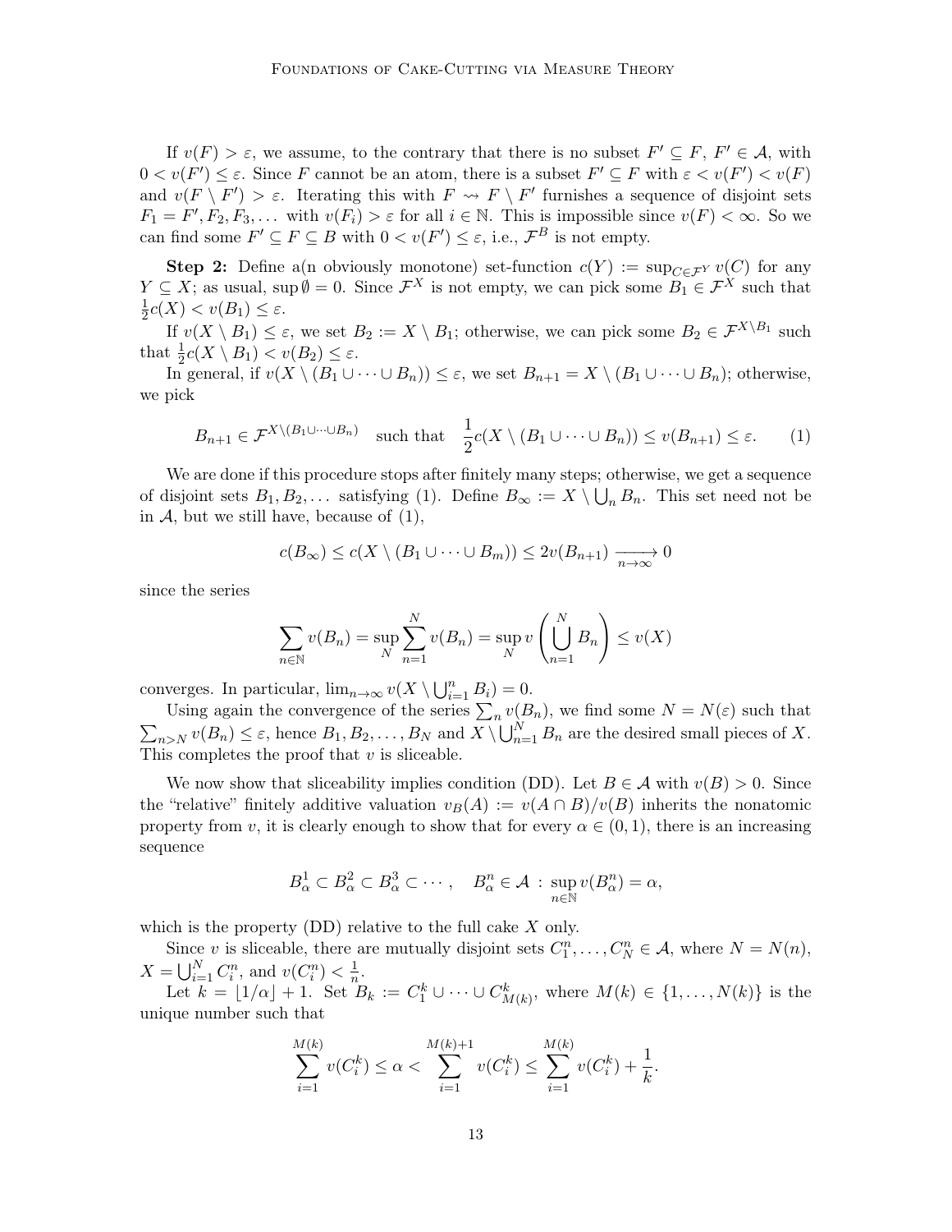If $v(F) > \varepsilon$, we assume, to the contrary that there is no subset $F' \subseteq F$, $F' \in \mathcal{A}$, with $0 < v(F') \leq \varepsilon$. Since $F$ cannot be an atom, there is a subset $F' \subseteq F$ with $\varepsilon < v(F') < v(F)$ and $v(F \setminus F') > \varepsilon$. Iterating this with $F \rightsquigarrow F \setminus F'$ furnishes a sequence of disjoint sets $F_1 = F', F_2, F_3, \dots$ with $v(F_i) > \varepsilon$ for all $i \in \mathbb{N}$. This is impossible since $v(F) < \infty$. So we can find some $F' \subseteq F \subseteq B$ with $0 < v(F') \leq \varepsilon$, i.e., $\mathcal{F}^B$ is not empty.

**Step 2:** Define a(n obviously monotone) set-function $c(Y) := \sup_{C \in \mathcal{F}^Y} v(C)$ for any $Y \subseteq X$; as usual, $\sup \emptyset = 0$. Since $\mathcal{F}^X$ is not empty, we can pick some $B_1 \in \mathcal{F}^X$ such that $\frac{1}{2}c(X) < v(B_1) \leq \varepsilon$.

If $v(X \setminus B_1) \leq \varepsilon$, we set $B_2 := X \setminus B_1$; otherwise, we can pick some $B_2 \in \mathcal{F}^{X \setminus B_1}$ such that $\frac{1}{2}c(X \setminus B_1) < v(B_2) \leq \varepsilon$.

In general, if $v(X \setminus (B_1 \cup \dots \cup B_n)) \leq \varepsilon$, we set $B_{n+1} = X \setminus (B_1 \cup \dots \cup B_n)$; otherwise, we pick

$$B_{n+1} \in \mathcal{F}^{X \setminus (B_1 \cup \dots \cup B_n)} \quad \text{such that} \quad \frac{1}{2}c(X \setminus (B_1 \cup \dots \cup B_n)) \leq v(B_{n+1}) \leq \varepsilon. \tag{1}$$

We are done if this procedure stops after finitely many steps; otherwise, we get a sequence of disjoint sets $B_1, B_2, \dots$ satisfying (1). Define $B_\infty := X \setminus \bigcup_n B_n$. This set need not be in $\mathcal{A}$, but we still have, because of (1),

$$c(B_\infty) \leq c(X \setminus (B_1 \cup \dots \cup B_m)) \leq 2v(B_{n+1}) \xrightarrow[n \to \infty]{} 0$$

since the series

$$\sum_{n \in \mathbb{N}} v(B_n) = \sup_N \sum_{n=1}^{N} v(B_n) = \sup_N v\left(\bigcup_{n=1}^{N} B_n\right) \leq v(X)$$

converges. In particular, $\lim_{n \to \infty} v(X \setminus \bigcup_{i=1}^{n} B_i) = 0$.

Using again the convergence of the series $\sum_n v(B_n)$, we find some $N = N(\varepsilon)$ such that $\sum_{n > N} v(B_n) \leq \varepsilon$, hence $B_1, B_2, \dots, B_N$ and $X \setminus \bigcup_{n=1}^{N} B_n$ are the desired small pieces of $X$. This completes the proof that $v$ is sliceable.

We now show that sliceability implies condition (DD). Let $B \in \mathcal{A}$ with $v(B) > 0$. Since the "relative" finitely additive valuation $v_B(A) := v(A \cap B)/v(B)$ inherits the nonatomic property from $v$, it is clearly enough to show that for every $\alpha \in (0, 1)$, there is an increasing sequence

$$B_\alpha^1 \subset B_\alpha^2 \subset B_\alpha^3 \subset \cdots, \quad B_\alpha^n \in \mathcal{A} \, : \, \sup_{n \in \mathbb{N}} v(B_\alpha^n) = \alpha,$$

which is the property (DD) relative to the full cake $X$ only.

Since $v$ is sliceable, there are mutually disjoint sets $C_1^n, \dots, C_N^n \in \mathcal{A}$, where $N = N(n)$, $X = \bigcup_{i=1}^{N} C_i^n$, and $v(C_i^n) < \frac{1}{n}$.

Let $k = \lfloor 1/\alpha \rfloor + 1$. Set $B_k := C_1^k \cup \dots \cup C_{M(k)}^k$, where $M(k) \in \{1, \dots, N(k)\}$ is the unique number such that

$$\sum_{i=1}^{M(k)} v(C_i^k) \leq \alpha < \sum_{i=1}^{M(k)+1} v(C_i^k) \leq \sum_{i=1}^{M(k)} v(C_i^k) + \frac{1}{k}.$$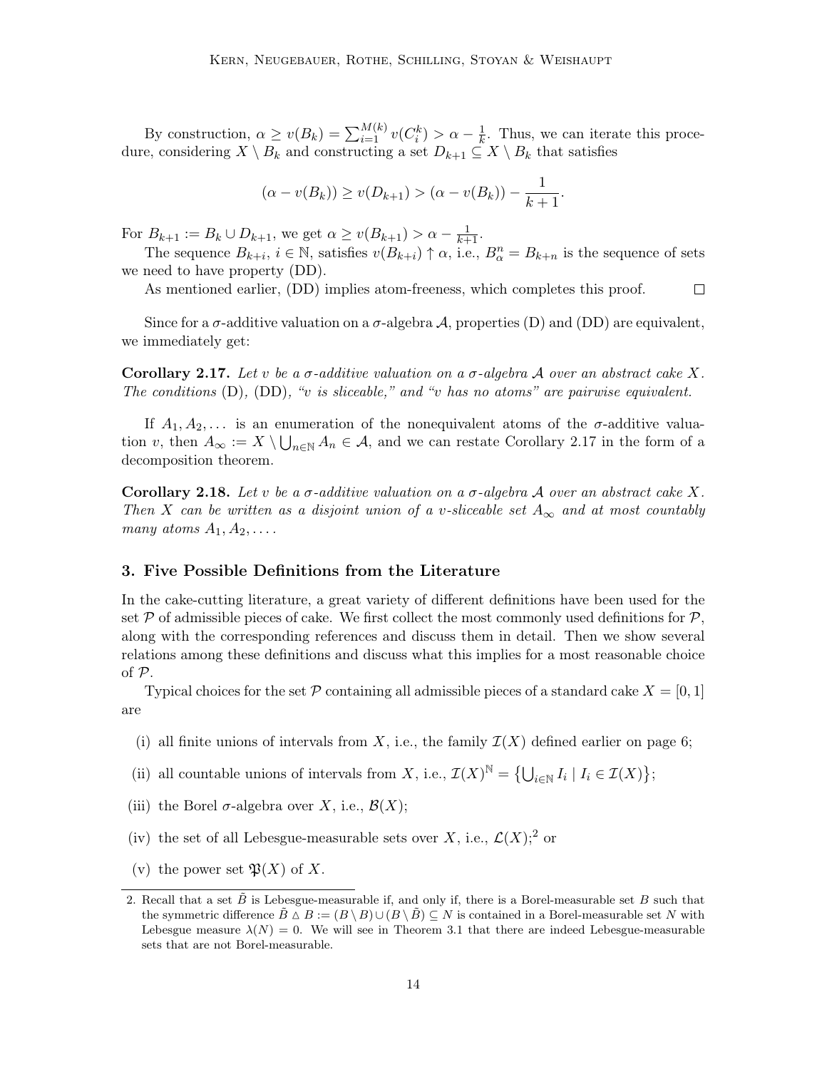By construction, $\alpha \geq v(B_k) = \sum_{i=1}^{M(k)} v(C_i^k) > \alpha - \frac{1}{k}$. Thus, we can iterate this procedure, considering $X \setminus B_k$ and constructing a set $D_{k+1} \subseteq X \setminus B_k$ that satisfies

$$(\alpha - v(B_k)) \geq v(D_{k+1}) > (\alpha - v(B_k)) - \frac{1}{k+1}.$$

For $B_{k+1} := B_k \cup D_{k+1}$, we get $\alpha \geq v(B_{k+1}) > \alpha - \frac{1}{k+1}$.

The sequence $B_{k+i}$, $i \in \mathbb{N}$, satisfies $v(B_{k+i}) \uparrow \alpha$, i.e., $B_\alpha^n = B_{k+n}$ is the sequence of sets we need to have property (DD).

As mentioned earlier, (DD) implies atom-freeness, which completes this proof. $\square$

Since for a $\sigma$-additive valuation on a $\sigma$-algebra $\mathcal{A}$, properties (D) and (DD) are equivalent, we immediately get:

**Corollary 2.17.** *Let $v$ be a $\sigma$-additive valuation on a $\sigma$-algebra $\mathcal{A}$ over an abstract cake $X$. The conditions* (D)*,* (DD)*, "$v$ is sliceable," and "$v$ has no atoms" are pairwise equivalent.*

If $A_1, A_2, \dots$ is an enumeration of the nonequivalent atoms of the $\sigma$-additive valuation $v$, then $A_\infty := X \setminus \bigcup_{n \in \mathbb{N}} A_n \in \mathcal{A}$, and we can restate Corollary 2.17 in the form of a decomposition theorem.

**Corollary 2.18.** *Let $v$ be a $\sigma$-additive valuation on a $\sigma$-algebra $\mathcal{A}$ over an abstract cake $X$. Then $X$ can be written as a disjoint union of a $v$-sliceable set $A_\infty$ and at most countably many atoms $A_1, A_2, \dots$.*

## 3. Five Possible Definitions from the Literature

In the cake-cutting literature, a great variety of different definitions have been used for the set $\mathcal{P}$ of admissible pieces of cake. We first collect the most commonly used definitions for $\mathcal{P}$, along with the corresponding references and discuss them in detail. Then we show several relations among these definitions and discuss what this implies for a most reasonable choice of $\mathcal{P}$.

Typical choices for the set $\mathcal{P}$ containing all admissible pieces of a standard cake $X = [0, 1]$ are

(i) all finite unions of intervals from $X$, i.e., the family $\mathcal{I}(X)$ defined earlier on page 6;

(ii) all countable unions of intervals from $X$, i.e., $\mathcal{I}(X)^{\mathbb{N}} = \{\bigcup_{i \in \mathbb{N}} I_i \mid I_i \in \mathcal{I}(X)\}$;

(iii) the Borel $\sigma$-algebra over $X$, i.e., $\mathcal{B}(X)$;

(iv) the set of all Lebesgue-measurable sets over $X$, i.e., $\mathcal{L}(X)$;[2] or

(v) the power set $\mathfrak{P}(X)$ of $X$.

---

2. Recall that a set $\tilde{B}$ is Lebesgue-measurable if, and only if, there is a Borel-measurable set $B$ such that the symmetric difference $\tilde{B} \vartriangle B := (\tilde{B} \setminus B) \cup (B \setminus \tilde{B}) \subseteq N$ is contained in a Borel-measurable set $N$ with Lebesgue measure $\lambda(N) = 0$. We will see in Theorem 3.1 that there are indeed Lebesgue-measurable sets that are not Borel-measurable.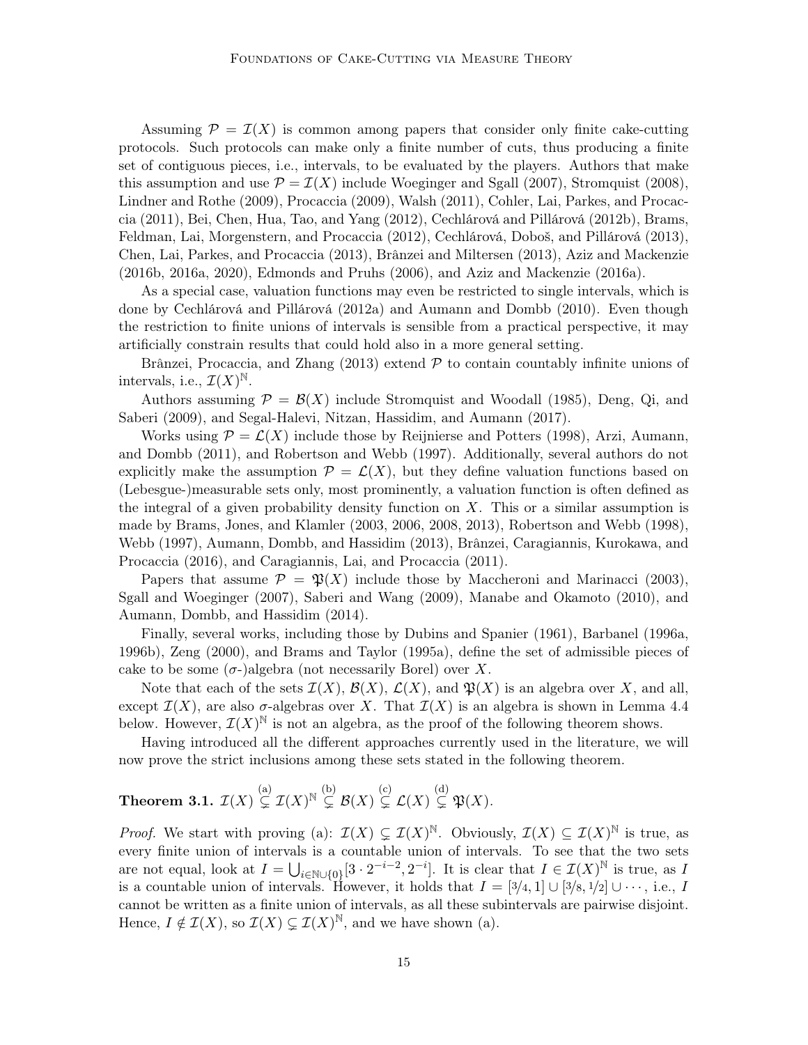Assuming $\mathcal{P} = \mathcal{I}(X)$ is common among papers that consider only finite cake-cutting protocols. Such protocols can make only a finite number of cuts, thus producing a finite set of contiguous pieces, i.e., intervals, to be evaluated by the players. Authors that make this assumption and use $\mathcal{P} = \mathcal{I}(X)$ include Woeginger and Sgall (2007), Stromquist (2008), Lindner and Rothe (2009), Procaccia (2009), Walsh (2011), Cohler, Lai, Parkes, and Procaccia (2011), Bei, Chen, Hua, Tao, and Yang (2012), Cechlárová and Pillárová (2012b), Brams, Feldman, Lai, Morgenstern, and Procaccia (2012), Cechlárová, Doboš, and Pillárová (2013), Chen, Lai, Parkes, and Procaccia (2013), Brânzei and Miltersen (2013), Aziz and Mackenzie (2016b, 2016a, 2020), Edmonds and Pruhs (2006), and Aziz and Mackenzie (2016a).

As a special case, valuation functions may even be restricted to single intervals, which is done by Cechlárová and Pillárová (2012a) and Aumann and Dombb (2010). Even though the restriction to finite unions of intervals is sensible from a practical perspective, it may artificially constrain results that could hold also in a more general setting.

Brânzei, Procaccia, and Zhang (2013) extend $\mathcal{P}$ to contain countably infinite unions of intervals, i.e., $\mathcal{I}(X)^{\mathbb{N}}$.

Authors assuming $\mathcal{P} = \mathcal{B}(X)$ include Stromquist and Woodall (1985), Deng, Qi, and Saberi (2009), and Segal-Halevi, Nitzan, Hassidim, and Aumann (2017).

Works using $\mathcal{P} = \mathcal{L}(X)$ include those by Reijnierse and Potters (1998), Arzi, Aumann, and Dombb (2011), and Robertson and Webb (1997). Additionally, several authors do not explicitly make the assumption $\mathcal{P} = \mathcal{L}(X)$, but they define valuation functions based on (Lebesgue-)measurable sets only, most prominently, a valuation function is often defined as the integral of a given probability density function on $X$. This or a similar assumption is made by Brams, Jones, and Klamler (2003, 2006, 2008, 2013), Robertson and Webb (1998), Webb (1997), Aumann, Dombb, and Hassidim (2013), Brânzei, Caragiannis, Kurokawa, and Procaccia (2016), and Caragiannis, Lai, and Procaccia (2011).

Papers that assume $\mathcal{P} = \mathfrak{P}(X)$ include those by Maccheroni and Marinacci (2003), Sgall and Woeginger (2007), Saberi and Wang (2009), Manabe and Okamoto (2010), and Aumann, Dombb, and Hassidim (2014).

Finally, several works, including those by Dubins and Spanier (1961), Barbanel (1996a, 1996b), Zeng (2000), and Brams and Taylor (1995a), define the set of admissible pieces of cake to be some ($\sigma$-)algebra (not necessarily Borel) over $X$.

Note that each of the sets $\mathcal{I}(X)$, $\mathcal{B}(X)$, $\mathcal{L}(X)$, and $\mathfrak{P}(X)$ is an algebra over $X$, and all, except $\mathcal{I}(X)$, are also $\sigma$-algebras over $X$. That $\mathcal{I}(X)$ is an algebra is shown in Lemma 4.4 below. However, $\mathcal{I}(X)^{\mathbb{N}}$ is not an algebra, as the proof of the following theorem shows.

Having introduced all the different approaches currently used in the literature, we will now prove the strict inclusions among these sets stated in the following theorem.

**Theorem 3.1.** $\mathcal{I}(X) \overset{\text{(a)}}{\subsetneq} \mathcal{I}(X)^{\mathbb{N}} \overset{\text{(b)}}{\subsetneq} \mathcal{B}(X) \overset{\text{(c)}}{\subsetneq} \mathcal{L}(X) \overset{\text{(d)}}{\subsetneq} \mathfrak{P}(X)$.

*Proof.* We start with proving (a): $\mathcal{I}(X) \subsetneq \mathcal{I}(X)^{\mathbb{N}}$. Obviously, $\mathcal{I}(X) \subseteq \mathcal{I}(X)^{\mathbb{N}}$ is true, as every finite union of intervals is a countable union of intervals. To see that the two sets are not equal, look at $I = \bigcup_{i \in \mathbb{N} \cup \{0\}} [3 \cdot 2^{-i-2}, 2^{-i}]$. It is clear that $I \in \mathcal{I}(X)^{\mathbb{N}}$ is true, as $I$ is a countable union of intervals. However, it holds that $I = [3/4, 1] \cup [3/8, 1/2] \cup \cdots$, i.e., $I$ cannot be written as a finite union of intervals, as all these subintervals are pairwise disjoint. Hence, $I \notin \mathcal{I}(X)$, so $\mathcal{I}(X) \subsetneq \mathcal{I}(X)^{\mathbb{N}}$, and we have shown (a).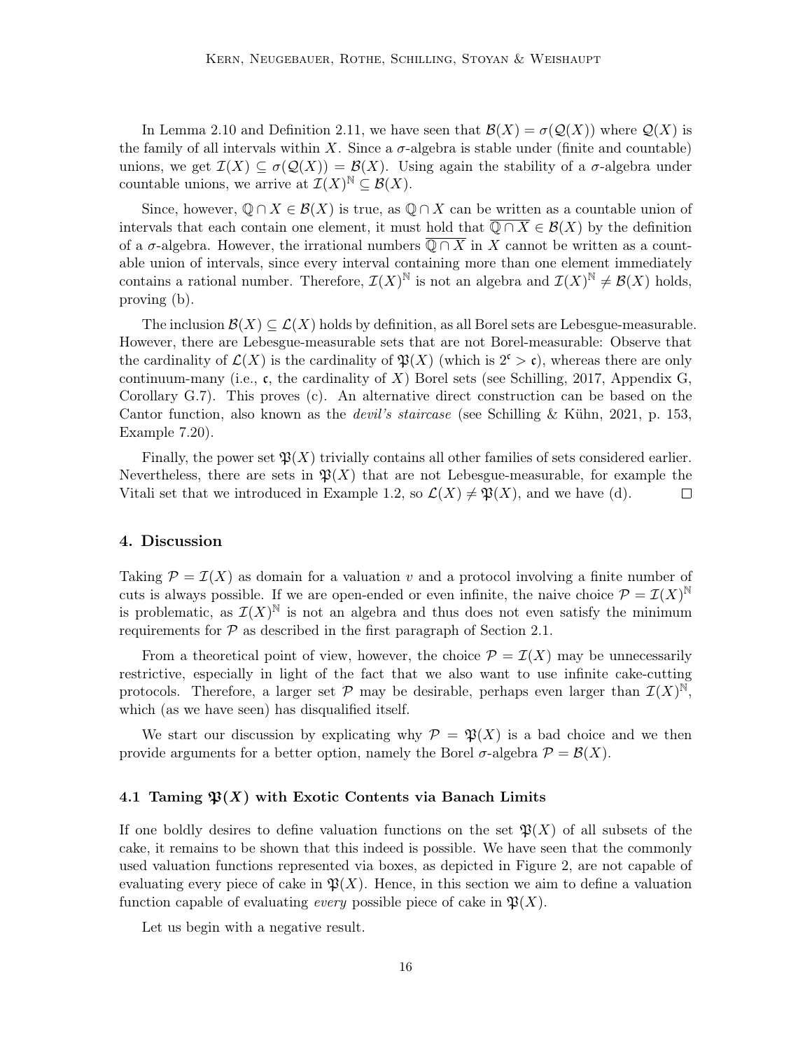In Lemma 2.10 and Definition 2.11, we have seen that $\mathcal{B}(X) = \sigma(\mathcal{Q}(X))$ where $\mathcal{Q}(X)$ is the family of all intervals within $X$. Since a $\sigma$-algebra is stable under (finite and countable) unions, we get $\mathcal{I}(X) \subseteq \sigma(\mathcal{Q}(X)) = \mathcal{B}(X)$. Using again the stability of a $\sigma$-algebra under countable unions, we arrive at $\mathcal{I}(X)^{\mathbb{N}} \subseteq \mathcal{B}(X)$.

Since, however, $\mathbb{Q} \cap X \in \mathcal{B}(X)$ is true, as $\mathbb{Q} \cap X$ can be written as a countable union of intervals that each contain one element, it must hold that $\overline{\mathbb{Q} \cap X} \in \mathcal{B}(X)$ by the definition of a $\sigma$-algebra. However, the irrational numbers $\overline{\mathbb{Q} \cap X}$ in $X$ cannot be written as a countable union of intervals, since every interval containing more than one element immediately contains a rational number. Therefore, $\mathcal{I}(X)^{\mathbb{N}}$ is not an algebra and $\mathcal{I}(X)^{\mathbb{N}} \neq \mathcal{B}(X)$ holds, proving (b).

The inclusion $\mathcal{B}(X) \subseteq \mathcal{L}(X)$ holds by definition, as all Borel sets are Lebesgue-measurable. However, there are Lebesgue-measurable sets that are not Borel-measurable: Observe that the cardinality of $\mathcal{L}(X)$ is the cardinality of $\mathfrak{P}(X)$ (which is $2^{\mathfrak{c}} > \mathfrak{c}$), whereas there are only continuum-many (i.e., $\mathfrak{c}$, the cardinality of $X$) Borel sets (see Schilling, 2017, Appendix G, Corollary G.7). This proves (c). An alternative direct construction can be based on the Cantor function, also known as the *devil's staircase* (see Schilling & Kühn, 2021, p. 153, Example 7.20).

Finally, the power set $\mathfrak{P}(X)$ trivially contains all other families of sets considered earlier. Nevertheless, there are sets in $\mathfrak{P}(X)$ that are not Lebesgue-measurable, for example the Vitali set that we introduced in Example 1.2, so $\mathcal{L}(X) \neq \mathfrak{P}(X)$, and we have (d). □

## 4. Discussion

Taking $\mathcal{P} = \mathcal{I}(X)$ as domain for a valuation $v$ and a protocol involving a finite number of cuts is always possible. If we are open-ended or even infinite, the naive choice $\mathcal{P} = \mathcal{I}(X)^{\mathbb{N}}$ is problematic, as $\mathcal{I}(X)^{\mathbb{N}}$ is not an algebra and thus does not even satisfy the minimum requirements for $\mathcal{P}$ as described in the first paragraph of Section 2.1.

From a theoretical point of view, however, the choice $\mathcal{P} = \mathcal{I}(X)$ may be unnecessarily restrictive, especially in light of the fact that we also want to use infinite cake-cutting protocols. Therefore, a larger set $\mathcal{P}$ may be desirable, perhaps even larger than $\mathcal{I}(X)^{\mathbb{N}}$, which (as we have seen) has disqualified itself.

We start our discussion by explicating why $\mathcal{P} = \mathfrak{P}(X)$ is a bad choice and we then provide arguments for a better option, namely the Borel $\sigma$-algebra $\mathcal{P} = \mathcal{B}(X)$.

### 4.1 Taming $\mathfrak{P}(X)$ with Exotic Contents via Banach Limits

If one boldly desires to define valuation functions on the set $\mathfrak{P}(X)$ of all subsets of the cake, it remains to be shown that this indeed is possible. We have seen that the commonly used valuation functions represented via boxes, as depicted in Figure 2, are not capable of evaluating every piece of cake in $\mathfrak{P}(X)$. Hence, in this section we aim to define a valuation function capable of evaluating *every* possible piece of cake in $\mathfrak{P}(X)$.

Let us begin with a negative result.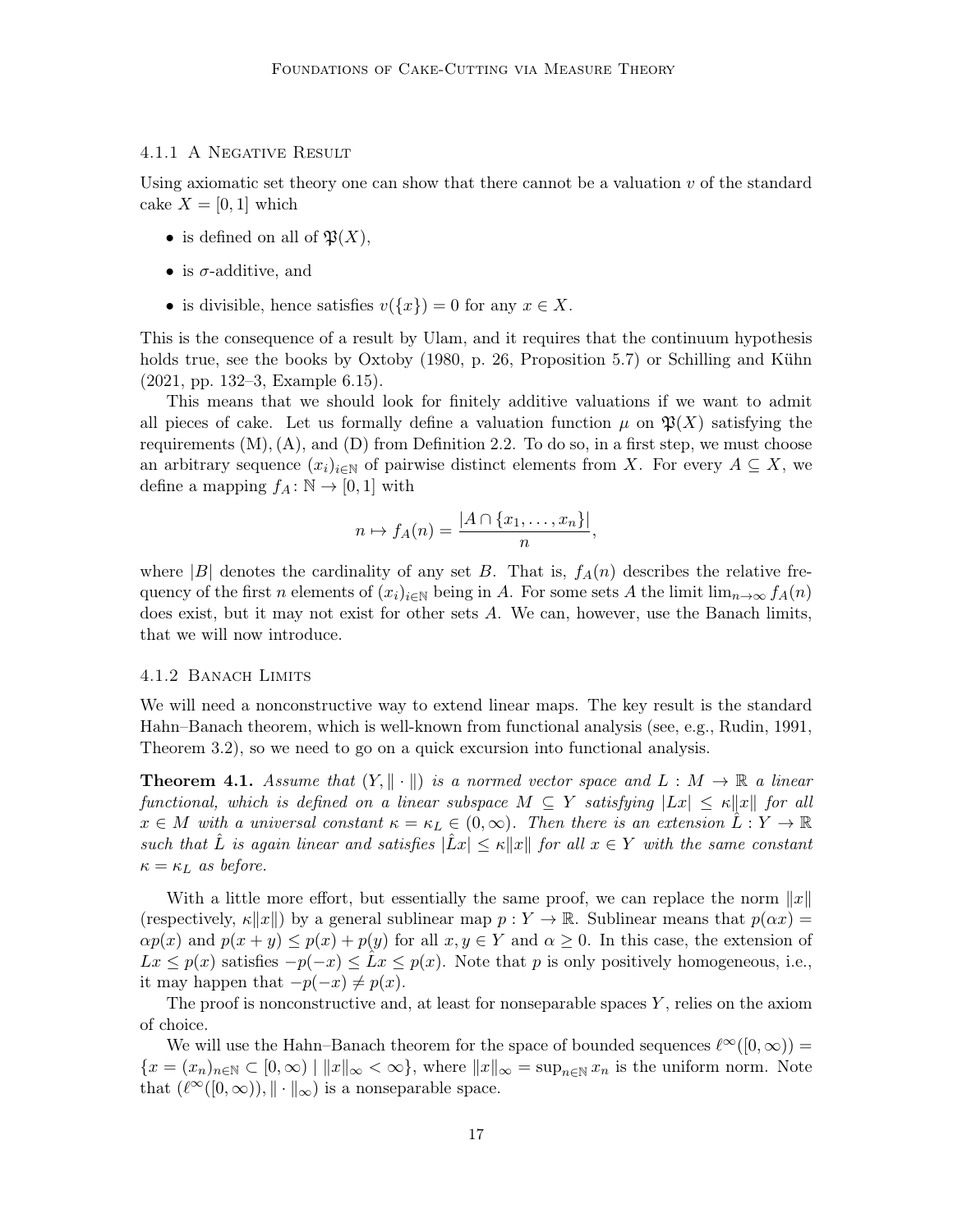#### 4.1.1 A Negative Result

Using axiomatic set theory one can show that there cannot be a valuation $v$ of the standard cake $X = [0,1]$ which

- is defined on all of $\mathfrak{P}(X)$,
- is $\sigma$-additive, and
- is divisible, hence satisfies $v(\{x\}) = 0$ for any $x \in X$.

This is the consequence of a result by Ulam, and it requires that the continuum hypothesis holds true, see the books by Oxtoby (1980, p. 26, Proposition 5.7) or Schilling and Kühn (2021, pp. 132–3, Example 6.15).

This means that we should look for finitely additive valuations if we want to admit all pieces of cake. Let us formally define a valuation function $\mu$ on $\mathfrak{P}(X)$ satisfying the requirements (M), (A), and (D) from Definition 2.2. To do so, in a first step, we must choose an arbitrary sequence $(x_i)_{i\in\mathbb{N}}$ of pairwise distinct elements from $X$. For every $A \subseteq X$, we define a mapping $f_A \colon \mathbb{N} \to [0,1]$ with

$$n \mapsto f_A(n) = \frac{|A \cap \{x_1, \ldots, x_n\}|}{n},$$

where $|B|$ denotes the cardinality of any set $B$. That is, $f_A(n)$ describes the relative frequency of the first $n$ elements of $(x_i)_{i\in\mathbb{N}}$ being in $A$. For some sets $A$ the limit $\lim_{n\to\infty} f_A(n)$ does exist, but it may not exist for other sets $A$. We can, however, use the Banach limits, that we will now introduce.

#### 4.1.2 Banach Limits

We will need a nonconstructive way to extend linear maps. The key result is the standard Hahn–Banach theorem, which is well-known from functional analysis (see, e.g., Rudin, 1991, Theorem 3.2), so we need to go on a quick excursion into functional analysis.

**Theorem 4.1.** *Assume that $(Y, \|\cdot\|)$ is a normed vector space and $L : M \to \mathbb{R}$ a linear functional, which is defined on a linear subspace $M \subseteq Y$ satisfying $|Lx| \leq \kappa\|x\|$ for all $x \in M$ with a universal constant $\kappa = \kappa_L \in (0, \infty)$. Then there is an extension $\hat{L} : Y \to \mathbb{R}$ such that $\hat{L}$ is again linear and satisfies $|\hat{L}x| \leq \kappa\|x\|$ for all $x \in Y$ with the same constant $\kappa = \kappa_L$ as before.*

With a little more effort, but essentially the same proof, we can replace the norm $\|x\|$ (respectively, $\kappa\|x\|$) by a general sublinear map $p : Y \to \mathbb{R}$. Sublinear means that $p(\alpha x) = \alpha p(x)$ and $p(x + y) \leq p(x) + p(y)$ for all $x, y \in Y$ and $\alpha \geq 0$. In this case, the extension of $Lx \leq p(x)$ satisfies $-p(-x) \leq \hat{L}x \leq p(x)$. Note that $p$ is only positively homogeneous, i.e., it may happen that $-p(-x) \neq p(x)$.

The proof is nonconstructive and, at least for nonseparable spaces $Y$, relies on the axiom of choice.

We will use the Hahn–Banach theorem for the space of bounded sequences $\ell^\infty([0,\infty)) = \{x = (x_n)_{n\in\mathbb{N}} \subset [0,\infty) \mid \|x\|_\infty < \infty\}$, where $\|x\|_\infty = \sup_{n\in\mathbb{N}} x_n$ is the uniform norm. Note that $(\ell^\infty([0,\infty)), \|\cdot\|_\infty)$ is a nonseparable space.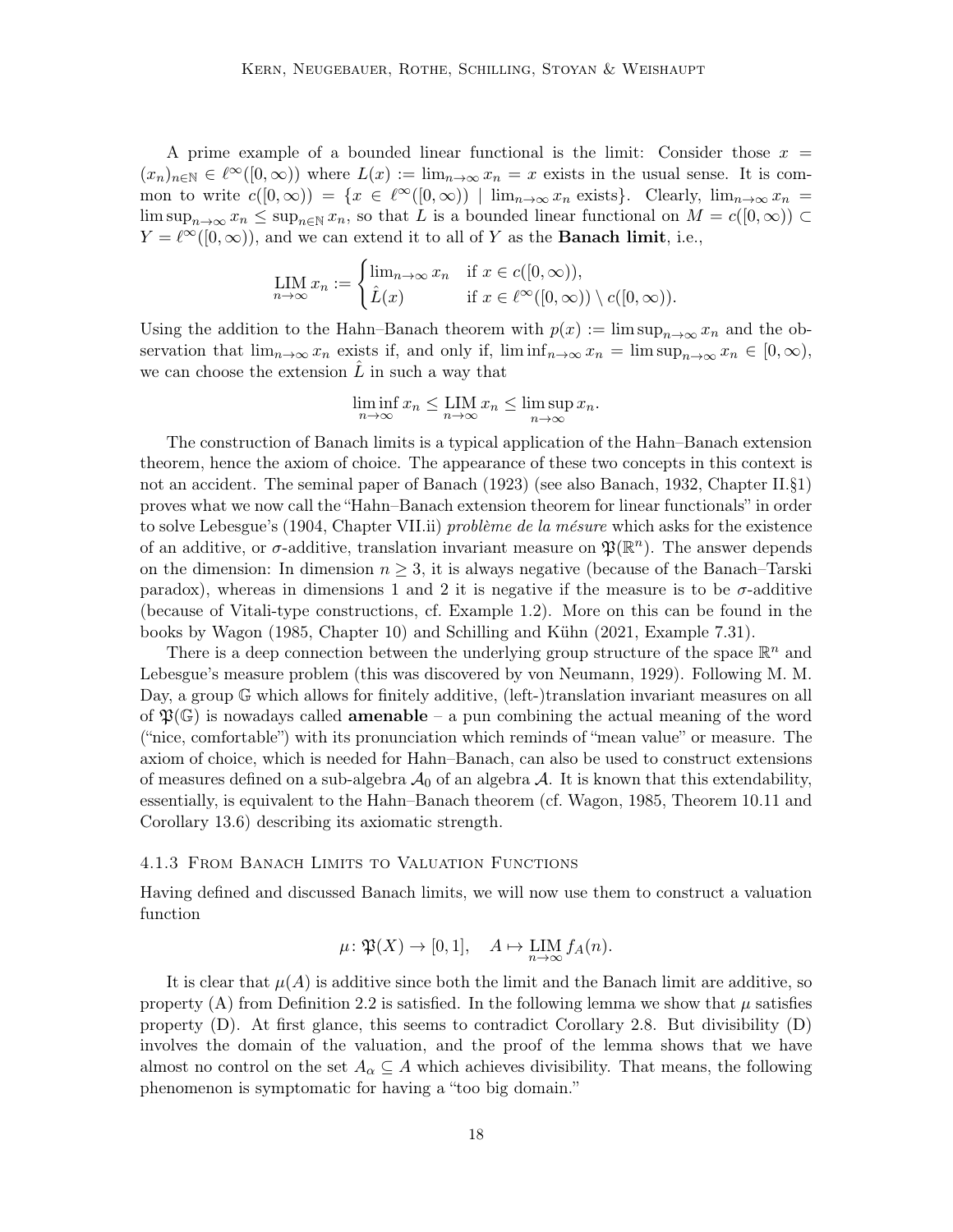A prime example of a bounded linear functional is the limit: Consider those $x = (x_n)_{n\in\mathbb{N}} \in \ell^\infty([0,\infty))$ where $L(x) := \lim_{n\to\infty} x_n = x$ exists in the usual sense. It is common to write $c([0,\infty)) = \{x \in \ell^\infty([0,\infty)) \mid \lim_{n\to\infty} x_n \text{ exists}\}$. Clearly, $\lim_{n\to\infty} x_n = \limsup_{n\to\infty} x_n \leq \sup_{n\in\mathbb{N}} x_n$, so that $L$ is a bounded linear functional on $M = c([0,\infty)) \subset Y = \ell^\infty([0,\infty))$, and we can extend it to all of $Y$ as the **Banach limit**, i.e.,

$$\operatorname*{LIM}_{n\to\infty} x_n := \begin{cases} \lim_{n\to\infty} x_n & \text{if } x \in c([0,\infty)), \\ \hat{L}(x) & \text{if } x \in \ell^\infty([0,\infty)) \setminus c([0,\infty)). \end{cases}$$

Using the addition to the Hahn–Banach theorem with $p(x) := \limsup_{n\to\infty} x_n$ and the observation that $\lim_{n\to\infty} x_n$ exists if, and only if, $\liminf_{n\to\infty} x_n = \limsup_{n\to\infty} x_n \in [0,\infty)$, we can choose the extension $\hat{L}$ in such a way that

$$\liminf_{n\to\infty} x_n \leq \operatorname*{LIM}_{n\to\infty} x_n \leq \limsup_{n\to\infty} x_n.$$

The construction of Banach limits is a typical application of the Hahn–Banach extension theorem, hence the axiom of choice. The appearance of these two concepts in this context is not an accident. The seminal paper of Banach (1923) (see also Banach, 1932, Chapter II.§1) proves what we now call the "Hahn–Banach extension theorem for linear functionals" in order to solve Lebesgue's (1904, Chapter VII.ii) *problème de la mésure* which asks for the existence of an additive, or $\sigma$-additive, translation invariant measure on $\mathfrak{P}(\mathbb{R}^n)$. The answer depends on the dimension: In dimension $n \geq 3$, it is always negative (because of the Banach–Tarski paradox), whereas in dimensions 1 and 2 it is negative if the measure is to be $\sigma$-additive (because of Vitali-type constructions, cf. Example 1.2). More on this can be found in the books by Wagon (1985, Chapter 10) and Schilling and Kühn (2021, Example 7.31).

There is a deep connection between the underlying group structure of the space $\mathbb{R}^n$ and Lebesgue's measure problem (this was discovered by von Neumann, 1929). Following M. M. Day, a group $\mathbb{G}$ which allows for finitely additive, (left-)translation invariant measures on all of $\mathfrak{P}(\mathbb{G})$ is nowadays called **amenable** – a pun combining the actual meaning of the word ("nice, comfortable") with its pronunciation which reminds of "mean value" or measure. The axiom of choice, which is needed for Hahn–Banach, can also be used to construct extensions of measures defined on a sub-algebra $\mathcal{A}_0$ of an algebra $\mathcal{A}$. It is known that this extendability, essentially, is equivalent to the Hahn–Banach theorem (cf. Wagon, 1985, Theorem 10.11 and Corollary 13.6) describing its axiomatic strength.

### 4.1.3 From Banach Limits to Valuation Functions

Having defined and discussed Banach limits, we will now use them to construct a valuation function

$$\mu\colon \mathfrak{P}(X) \to [0,1], \quad A \mapsto \operatorname*{LIM}_{n\to\infty} f_A(n).$$

It is clear that $\mu(A)$ is additive since both the limit and the Banach limit are additive, so property (A) from Definition 2.2 is satisfied. In the following lemma we show that $\mu$ satisfies property (D). At first glance, this seems to contradict Corollary 2.8. But divisibility (D) involves the domain of the valuation, and the proof of the lemma shows that we have almost no control on the set $A_\alpha \subseteq A$ which achieves divisibility. That means, the following phenomenon is symptomatic for having a "too big domain."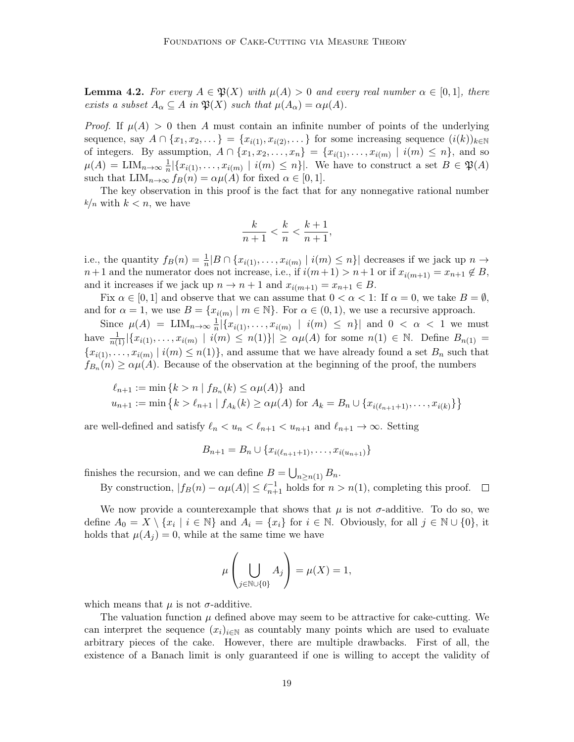**Lemma 4.2.** *For every $A \in \mathfrak{P}(X)$ with $\mu(A) > 0$ and every real number $\alpha \in [0,1]$, there exists a subset $A_\alpha \subseteq A$ in $\mathfrak{P}(X)$ such that $\mu(A_\alpha) = \alpha\mu(A)$.*

*Proof.* If $\mu(A) > 0$ then $A$ must contain an infinite number of points of the underlying sequence, say $A \cap \{x_1, x_2, \dots\} = \{x_{i(1)}, x_{i(2)}, \dots\}$ for some increasing sequence $(i(k))_{k\in\mathbb{N}}$ of integers. By assumption, $A \cap \{x_1, x_2, \dots, x_n\} = \{x_{i(1)}, \dots, x_{i(m)} \mid i(m) \leq n\}$, and so $\mu(A) = \mathrm{LIM}_{n\to\infty} \frac{1}{n}|\{x_{i(1)}, \dots, x_{i(m)} \mid i(m) \leq n\}|$. We have to construct a set $B \in \mathfrak{P}(A)$ such that $\mathrm{LIM}_{n\to\infty} f_B(n) = \alpha\mu(A)$ for fixed $\alpha \in [0,1]$.

The key observation in this proof is the fact that for any nonnegative rational number $k/n$ with $k < n$, we have

$$\frac{k}{n+1} < \frac{k}{n} < \frac{k+1}{n+1},$$

i.e., the quantity $f_B(n) = \frac{1}{n}|B \cap \{x_{i(1)}, \dots, x_{i(m)} \mid i(m) \leq n\}|$ decreases if we jack up $n \to n+1$ and the numerator does not increase, i.e., if $i(m+1) > n+1$ or if $x_{i(m+1)} = x_{n+1} \notin B$, and it increases if we jack up $n \to n+1$ and $x_{i(m+1)} = x_{n+1} \in B$.

Fix $\alpha \in [0,1]$ and observe that we can assume that $0 < \alpha < 1$: If $\alpha = 0$, we take $B = \emptyset$, and for $\alpha = 1$, we use $B = \{x_{i(m)} \mid m \in \mathbb{N}\}$. For $\alpha \in (0,1)$, we use a recursive approach.

Since $\mu(A) = \mathrm{LIM}_{n\to\infty} \frac{1}{n}|\{x_{i(1)}, \dots, x_{i(m)} \mid i(m) \leq n\}|$ and $0 < \alpha < 1$ we must have $\frac{1}{n(1)}|\{x_{i(1)}, \dots, x_{i(m)} \mid i(m) \leq n(1)\}| \geq \alpha\mu(A)$ for some $n(1) \in \mathbb{N}$. Define $B_{n(1)} = \{x_{i(1)}, \dots, x_{i(m)} \mid i(m) \leq n(1)\}$, and assume that we have already found a set $B_n$ such that $f_{B_n}(n) \geq \alpha\mu(A)$. Because of the observation at the beginning of the proof, the numbers

$$\ell_{n+1} := \min\{k > n \mid f_{B_n}(k) \leq \alpha\mu(A)\} \text{ and}$$
$$u_{n+1} := \min\{k > \ell_{n+1} \mid f_{A_k}(k) \geq \alpha\mu(A) \text{ for } A_k = B_n \cup \{x_{i(\ell_{n+1}+1)}, \dots, x_{i(k)}\}\}$$

are well-defined and satisfy $\ell_n < u_n < \ell_{n+1} < u_{n+1}$ and $\ell_{n+1} \to \infty$. Setting

$$B_{n+1} = B_n \cup \{x_{i(\ell_{n+1}+1)}, \dots, x_{i(u_{n+1})}\}$$

finishes the recursion, and we can define $B = \bigcup_{n\geq n(1)} B_n$.

By construction, $|f_B(n) - \alpha\mu(A)| \leq \ell_{n+1}^{-1}$ holds for $n > n(1)$, completing this proof. $\square$

We now provide a counterexample that shows that $\mu$ is not $\sigma$-additive. To do so, we define $A_0 = X \setminus \{x_i \mid i \in \mathbb{N}\}$ and $A_i = \{x_i\}$ for $i \in \mathbb{N}$. Obviously, for all $j \in \mathbb{N} \cup \{0\}$, it holds that $\mu(A_j) = 0$, while at the same time we have

$$\mu\left(\bigcup_{j\in\mathbb{N}\cup\{0\}} A_j\right) = \mu(X) = 1,$$

which means that $\mu$ is not $\sigma$-additive.

The valuation function $\mu$ defined above may seem to be attractive for cake-cutting. We can interpret the sequence $(x_i)_{i\in\mathbb{N}}$ as countably many points which are used to evaluate arbitrary pieces of the cake. However, there are multiple drawbacks. First of all, the existence of a Banach limit is only guaranteed if one is willing to accept the validity of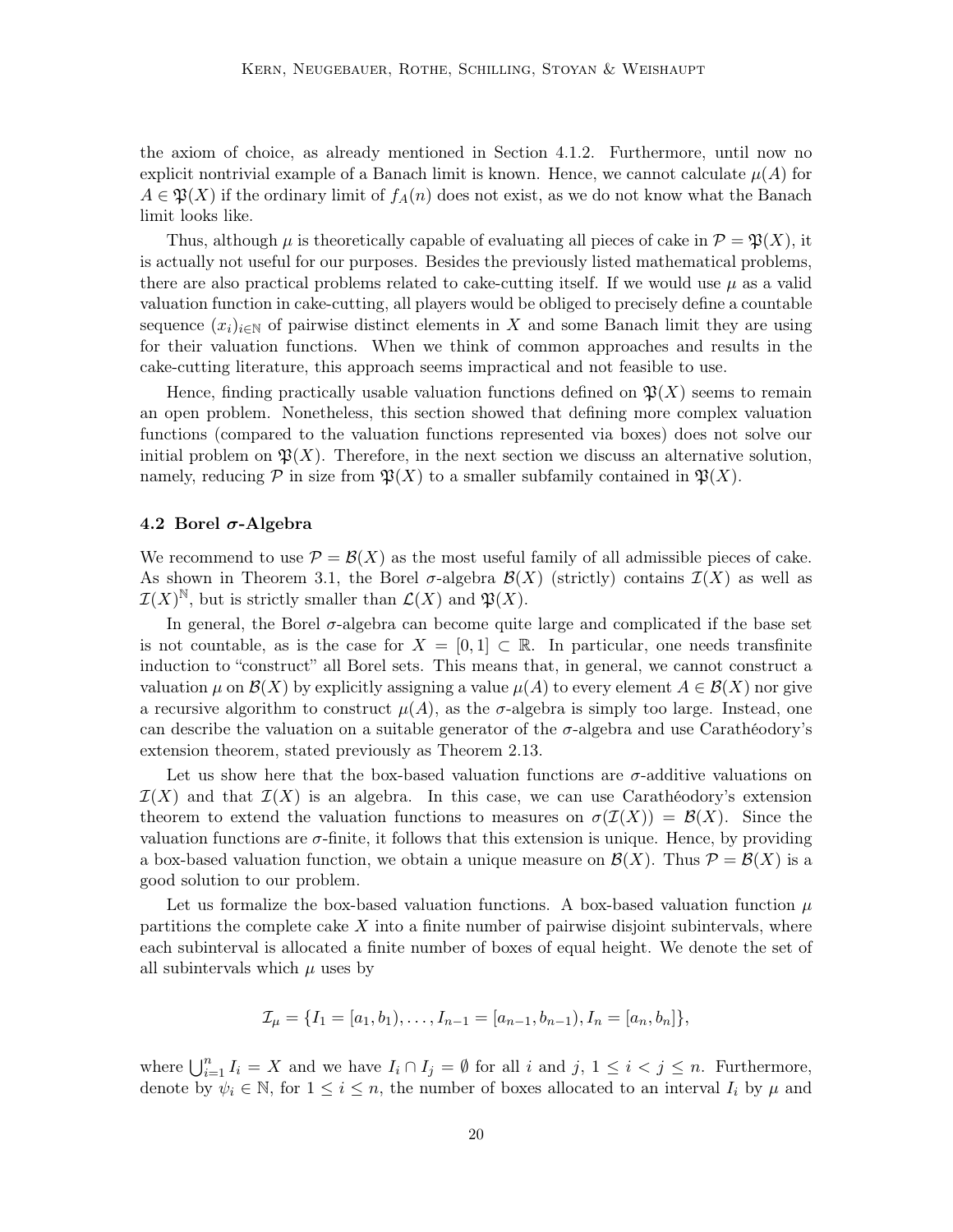the axiom of choice, as already mentioned in Section 4.1.2. Furthermore, until now no explicit nontrivial example of a Banach limit is known. Hence, we cannot calculate $\mu(A)$ for $A \in \mathfrak{P}(X)$ if the ordinary limit of $f_A(n)$ does not exist, as we do not know what the Banach limit looks like.

Thus, although $\mu$ is theoretically capable of evaluating all pieces of cake in $\mathcal{P} = \mathfrak{P}(X)$, it is actually not useful for our purposes. Besides the previously listed mathematical problems, there are also practical problems related to cake-cutting itself. If we would use $\mu$ as a valid valuation function in cake-cutting, all players would be obliged to precisely define a countable sequence $(x_i)_{i\in\mathbb{N}}$ of pairwise distinct elements in $X$ and some Banach limit they are using for their valuation functions. When we think of common approaches and results in the cake-cutting literature, this approach seems impractical and not feasible to use.

Hence, finding practically usable valuation functions defined on $\mathfrak{P}(X)$ seems to remain an open problem. Nonetheless, this section showed that defining more complex valuation functions (compared to the valuation functions represented via boxes) does not solve our initial problem on $\mathfrak{P}(X)$. Therefore, in the next section we discuss an alternative solution, namely, reducing $\mathcal{P}$ in size from $\mathfrak{P}(X)$ to a smaller subfamily contained in $\mathfrak{P}(X)$.

### 4.2 Borel $\sigma$-Algebra

We recommend to use $\mathcal{P} = \mathcal{B}(X)$ as the most useful family of all admissible pieces of cake. As shown in Theorem 3.1, the Borel $\sigma$-algebra $\mathcal{B}(X)$ (strictly) contains $\mathcal{I}(X)$ as well as $\mathcal{I}(X)^{\mathbb{N}}$, but is strictly smaller than $\mathcal{L}(X)$ and $\mathfrak{P}(X)$.

In general, the Borel $\sigma$-algebra can become quite large and complicated if the base set is not countable, as is the case for $X = [0, 1] \subset \mathbb{R}$. In particular, one needs transfinite induction to "construct" all Borel sets. This means that, in general, we cannot construct a valuation $\mu$ on $\mathcal{B}(X)$ by explicitly assigning a value $\mu(A)$ to every element $A \in \mathcal{B}(X)$ nor give a recursive algorithm to construct $\mu(A)$, as the $\sigma$-algebra is simply too large. Instead, one can describe the valuation on a suitable generator of the $\sigma$-algebra and use Carathéodory's extension theorem, stated previously as Theorem 2.13.

Let us show here that the box-based valuation functions are $\sigma$-additive valuations on $\mathcal{I}(X)$ and that $\mathcal{I}(X)$ is an algebra. In this case, we can use Carathéodory's extension theorem to extend the valuation functions to measures on $\sigma(\mathcal{I}(X)) = \mathcal{B}(X)$. Since the valuation functions are $\sigma$-finite, it follows that this extension is unique. Hence, by providing a box-based valuation function, we obtain a unique measure on $\mathcal{B}(X)$. Thus $\mathcal{P} = \mathcal{B}(X)$ is a good solution to our problem.

Let us formalize the box-based valuation functions. A box-based valuation function $\mu$ partitions the complete cake $X$ into a finite number of pairwise disjoint subintervals, where each subinterval is allocated a finite number of boxes of equal height. We denote the set of all subintervals which $\mu$ uses by

$$\mathcal{I}_\mu = \{I_1 = [a_1, b_1), \ldots, I_{n-1} = [a_{n-1}, b_{n-1}), I_n = [a_n, b_n]\},$$

where $\bigcup_{i=1}^{n} I_i = X$ and we have $I_i \cap I_j = \emptyset$ for all $i$ and $j$, $1 \leq i < j \leq n$. Furthermore, denote by $\psi_i \in \mathbb{N}$, for $1 \leq i \leq n$, the number of boxes allocated to an interval $I_i$ by $\mu$ and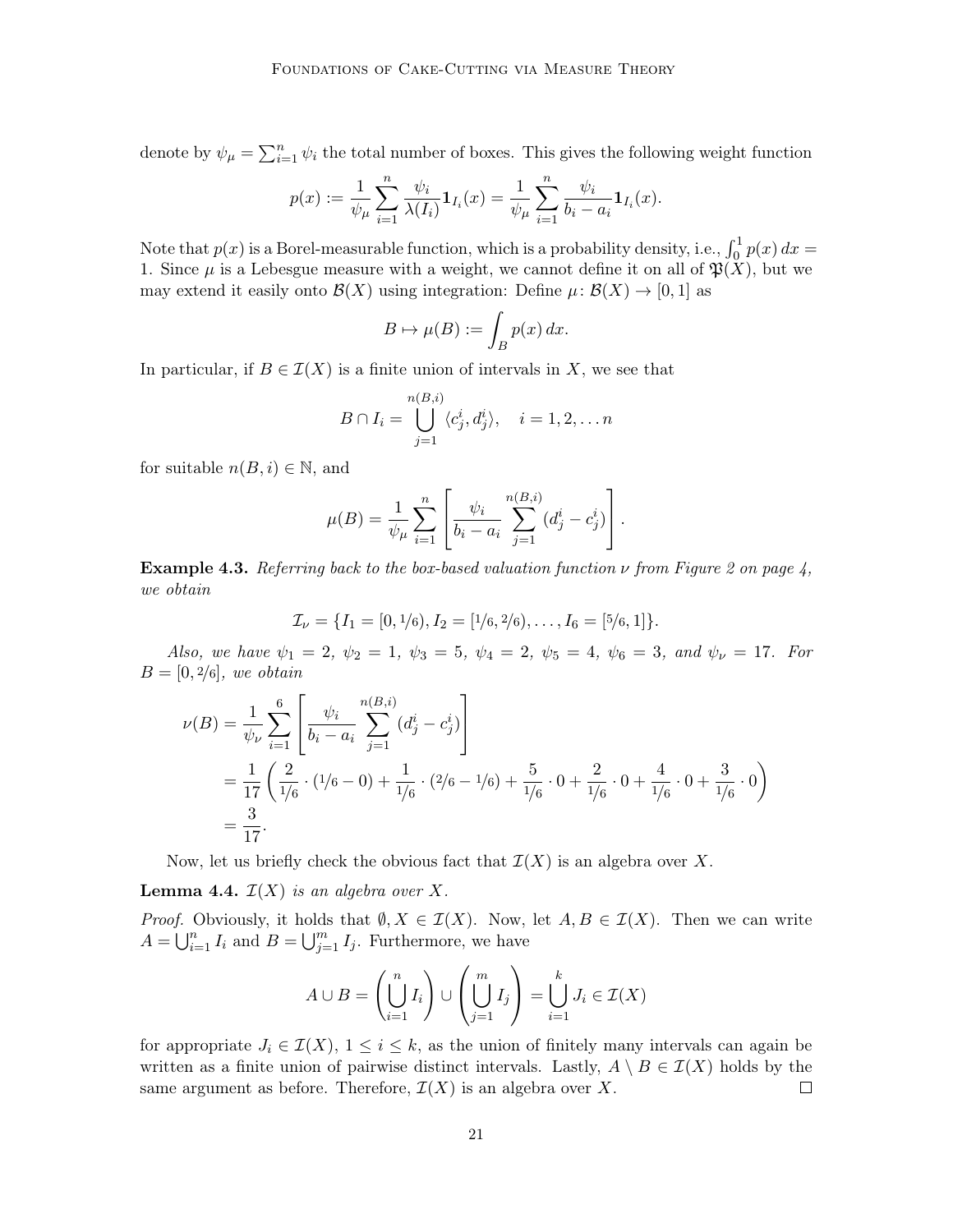denote by $\psi_\mu = \sum_{i=1}^{n} \psi_i$ the total number of boxes. This gives the following weight function

$$p(x) := \frac{1}{\psi_\mu} \sum_{i=1}^{n} \frac{\psi_i}{\lambda(I_i)} \mathbf{1}_{I_i}(x) = \frac{1}{\psi_\mu} \sum_{i=1}^{n} \frac{\psi_i}{b_i - a_i} \mathbf{1}_{I_i}(x).$$

Note that $p(x)$ is a Borel-measurable function, which is a probability density, i.e., $\int_0^1 p(x)\,dx = 1$. Since $\mu$ is a Lebesgue measure with a weight, we cannot define it on all of $\mathfrak{P}(X)$, but we may extend it easily onto $\mathcal{B}(X)$ using integration: Define $\mu\colon \mathcal{B}(X) \to [0,1]$ as

$$B \mapsto \mu(B) := \int_B p(x)\,dx.$$

In particular, if $B \in \mathcal{I}(X)$ is a finite union of intervals in $X$, we see that

$$B \cap I_i = \bigcup_{j=1}^{n(B,i)} \langle c_j^i, d_j^i \rangle, \quad i = 1, 2, \ldots n$$

for suitable $n(B,i) \in \mathbb{N}$, and

$$\mu(B) = \frac{1}{\psi_\mu} \sum_{i=1}^{n} \left[ \frac{\psi_i}{b_i - a_i} \sum_{j=1}^{n(B,i)} (d_j^i - c_j^i) \right].$$

**Example 4.3.** *Referring back to the box-based valuation function $\nu$ from Figure 2 on page 4, we obtain*

$$\mathcal{I}_\nu = \{I_1 = [0, 1/6), I_2 = [1/6, 2/6), \ldots, I_6 = [5/6, 1]\}.$$

*Also, we have $\psi_1 = 2$, $\psi_2 = 1$, $\psi_3 = 5$, $\psi_4 = 2$, $\psi_5 = 4$, $\psi_6 = 3$, and $\psi_\nu = 17$. For $B = [0, 2/6]$, we obtain*

$$\begin{aligned}
\nu(B) &= \frac{1}{\psi_\nu} \sum_{i=1}^{6} \left[ \frac{\psi_i}{b_i - a_i} \sum_{j=1}^{n(B,i)} (d_j^i - c_j^i) \right] \\
&= \frac{1}{17} \left( \frac{2}{1/6} \cdot (1/6 - 0) + \frac{1}{1/6} \cdot (2/6 - 1/6) + \frac{5}{1/6} \cdot 0 + \frac{2}{1/6} \cdot 0 + \frac{4}{1/6} \cdot 0 + \frac{3}{1/6} \cdot 0 \right) \\
&= \frac{3}{17}.
\end{aligned}$$

Now, let us briefly check the obvious fact that $\mathcal{I}(X)$ is an algebra over $X$.

**Lemma 4.4.** *$\mathcal{I}(X)$ is an algebra over $X$.*

*Proof.* Obviously, it holds that $\emptyset, X \in \mathcal{I}(X)$. Now, let $A, B \in \mathcal{I}(X)$. Then we can write $A = \bigcup_{i=1}^{n} I_i$ and $B = \bigcup_{j=1}^{m} I_j$. Furthermore, we have

$$A \cup B = \left( \bigcup_{i=1}^{n} I_i \right) \cup \left( \bigcup_{j=1}^{m} I_j \right) = \bigcup_{i=1}^{k} J_i \in \mathcal{I}(X)$$

for appropriate $J_i \in \mathcal{I}(X)$, $1 \le i \le k$, as the union of finitely many intervals can again be written as a finite union of pairwise distinct intervals. Lastly, $A \setminus B \in \mathcal{I}(X)$ holds by the same argument as before. Therefore, $\mathcal{I}(X)$ is an algebra over $X$. ◻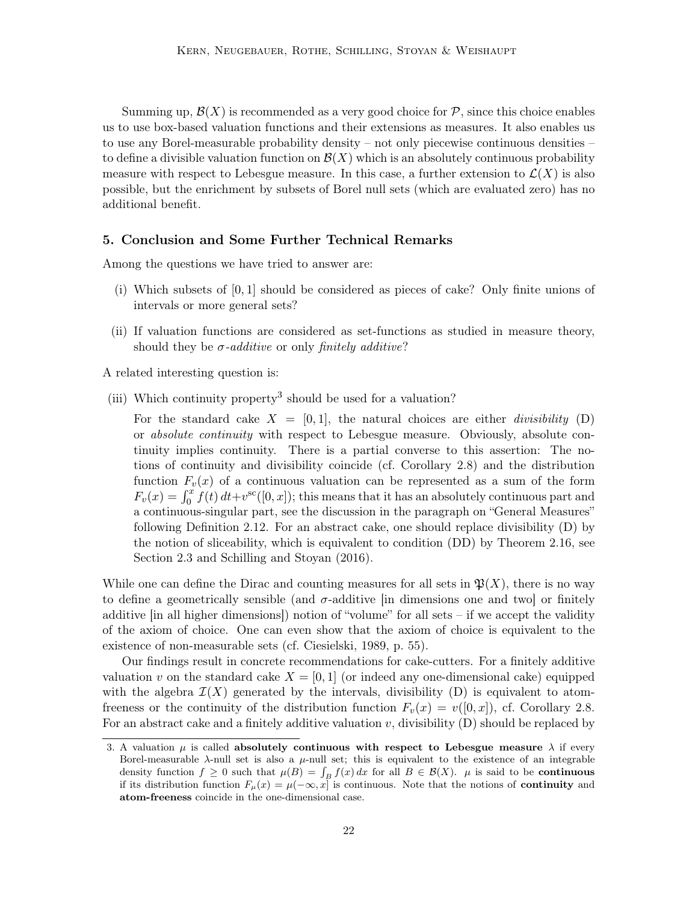Summing up, $\mathcal{B}(X)$ is recommended as a very good choice for $\mathcal{P}$, since this choice enables us to use box-based valuation functions and their extensions as measures. It also enables us to use any Borel-measurable probability density – not only piecewise continuous densities – to define a divisible valuation function on $\mathcal{B}(X)$ which is an absolutely continuous probability measure with respect to Lebesgue measure. In this case, a further extension to $\mathcal{L}(X)$ is also possible, but the enrichment by subsets of Borel null sets (which are evaluated zero) has no additional benefit.

## 5. Conclusion and Some Further Technical Remarks

Among the questions we have tried to answer are:

(i) Which subsets of $[0, 1]$ should be considered as pieces of cake? Only finite unions of intervals or more general sets?

(ii) If valuation functions are considered as set-functions as studied in measure theory, should they be *σ-additive* or only *finitely additive*?

A related interesting question is:

(iii) Which continuity property[3] should be used for a valuation?

For the standard cake $X = [0, 1]$, the natural choices are either *divisibility* (D) or *absolute continuity* with respect to Lebesgue measure. Obviously, absolute continuity implies continuity. There is a partial converse to this assertion: The notions of continuity and divisibility coincide (cf. Corollary 2.8) and the distribution function $F_v(x)$ of a continuous valuation can be represented as a sum of the form $F_v(x) = \int_0^x f(t)\,dt + v^{\mathrm{sc}}([0, x])$; this means that it has an absolutely continuous part and a continuous-singular part, see the discussion in the paragraph on "General Measures" following Definition 2.12. For an abstract cake, one should replace divisibility (D) by the notion of sliceability, which is equivalent to condition (DD) by Theorem 2.16, see Section 2.3 and Schilling and Stoyan (2016).

While one can define the Dirac and counting measures for all sets in $\mathfrak{P}(X)$, there is no way to define a geometrically sensible (and $\sigma$-additive [in dimensions one and two] or finitely additive [in all higher dimensions]) notion of "volume" for all sets – if we accept the validity of the axiom of choice. One can even show that the axiom of choice is equivalent to the existence of non-measurable sets (cf. Ciesielski, 1989, p. 55).

Our findings result in concrete recommendations for cake-cutters. For a finitely additive valuation $v$ on the standard cake $X = [0, 1]$ (or indeed any one-dimensional cake) equipped with the algebra $\mathcal{I}(X)$ generated by the intervals, divisibility (D) is equivalent to atom-freeness or the continuity of the distribution function $F_v(x) = v([0, x])$, cf. Corollary 2.8. For an abstract cake and a finitely additive valuation $v$, divisibility (D) should be replaced by

3. A valuation $\mu$ is called **absolutely continuous with respect to Lebesgue measure** $\lambda$ if every Borel-measurable $\lambda$-null set is also a $\mu$-null set; this is equivalent to the existence of an integrable density function $f \geq 0$ such that $\mu(B) = \int_B f(x)\,dx$ for all $B \in \mathcal{B}(X)$. $\mu$ is said to be **continuous** if its distribution function $F_\mu(x) = \mu(-\infty, x]$ is continuous. Note that the notions of **continuity** and **atom-freeness** coincide in the one-dimensional case.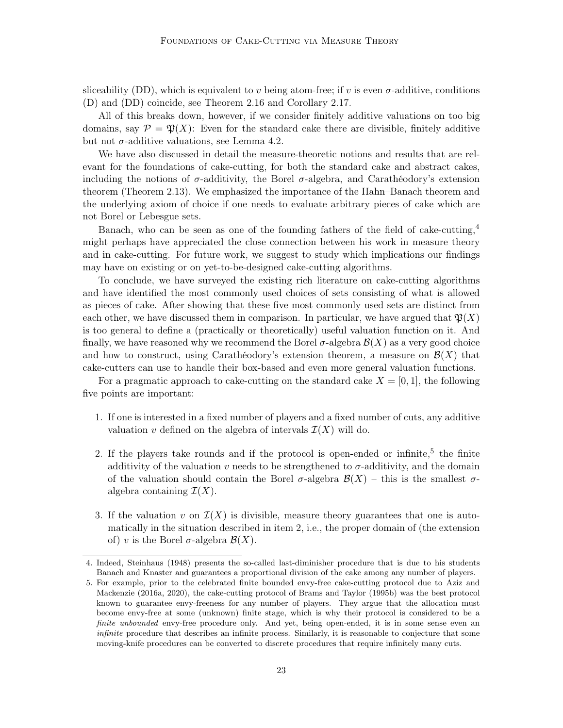sliceability (DD), which is equivalent to $v$ being atom-free; if $v$ is even $\sigma$-additive, conditions (D) and (DD) coincide, see Theorem 2.16 and Corollary 2.17.

All of this breaks down, however, if we consider finitely additive valuations on too big domains, say $\mathcal{P} = \mathfrak{P}(X)$: Even for the standard cake there are divisible, finitely additive but not $\sigma$-additive valuations, see Lemma 4.2.

We have also discussed in detail the measure-theoretic notions and results that are relevant for the foundations of cake-cutting, for both the standard cake and abstract cakes, including the notions of $\sigma$-additivity, the Borel $\sigma$-algebra, and Carathéodory's extension theorem (Theorem 2.13). We emphasized the importance of the Hahn–Banach theorem and the underlying axiom of choice if one needs to evaluate arbitrary pieces of cake which are not Borel or Lebesgue sets.

Banach, who can be seen as one of the founding fathers of the field of cake-cutting,[4] might perhaps have appreciated the close connection between his work in measure theory and in cake-cutting. For future work, we suggest to study which implications our findings may have on existing or on yet-to-be-designed cake-cutting algorithms.

To conclude, we have surveyed the existing rich literature on cake-cutting algorithms and have identified the most commonly used choices of sets consisting of what is allowed as pieces of cake. After showing that these five most commonly used sets are distinct from each other, we have discussed them in comparison. In particular, we have argued that $\mathfrak{P}(X)$ is too general to define a (practically or theoretically) useful valuation function on it. And finally, we have reasoned why we recommend the Borel $\sigma$-algebra $\mathcal{B}(X)$ as a very good choice and how to construct, using Carathéodory's extension theorem, a measure on $\mathcal{B}(X)$ that cake-cutters can use to handle their box-based and even more general valuation functions.

For a pragmatic approach to cake-cutting on the standard cake $X = [0, 1]$, the following five points are important:

1. If one is interested in a fixed number of players and a fixed number of cuts, any additive valuation $v$ defined on the algebra of intervals $\mathcal{I}(X)$ will do.

2. If the players take rounds and if the protocol is open-ended or infinite,[5] the finite additivity of the valuation $v$ needs to be strengthened to $\sigma$-additivity, and the domain of the valuation should contain the Borel $\sigma$-algebra $\mathcal{B}(X)$ – this is the smallest $\sigma$-algebra containing $\mathcal{I}(X)$.

3. If the valuation $v$ on $\mathcal{I}(X)$ is divisible, measure theory guarantees that one is automatically in the situation described in item 2, i.e., the proper domain of (the extension of) $v$ is the Borel $\sigma$-algebra $\mathcal{B}(X)$.

4. Indeed, Steinhaus (1948) presents the so-called last-diminisher procedure that is due to his students Banach and Knaster and guarantees a proportional division of the cake among any number of players.

5. For example, prior to the celebrated finite bounded envy-free cake-cutting protocol due to Aziz and Mackenzie (2016a, 2020), the cake-cutting protocol of Brams and Taylor (1995b) was the best protocol known to guarantee envy-freeness for any number of players. They argue that the allocation must become envy-free at some (unknown) finite stage, which is why their protocol is considered to be a *finite unbounded* envy-free procedure only. And yet, being open-ended, it is in some sense even an *infinite* procedure that describes an infinite process. Similarly, it is reasonable to conjecture that some moving-knife procedures can be converted to discrete procedures that require infinitely many cuts.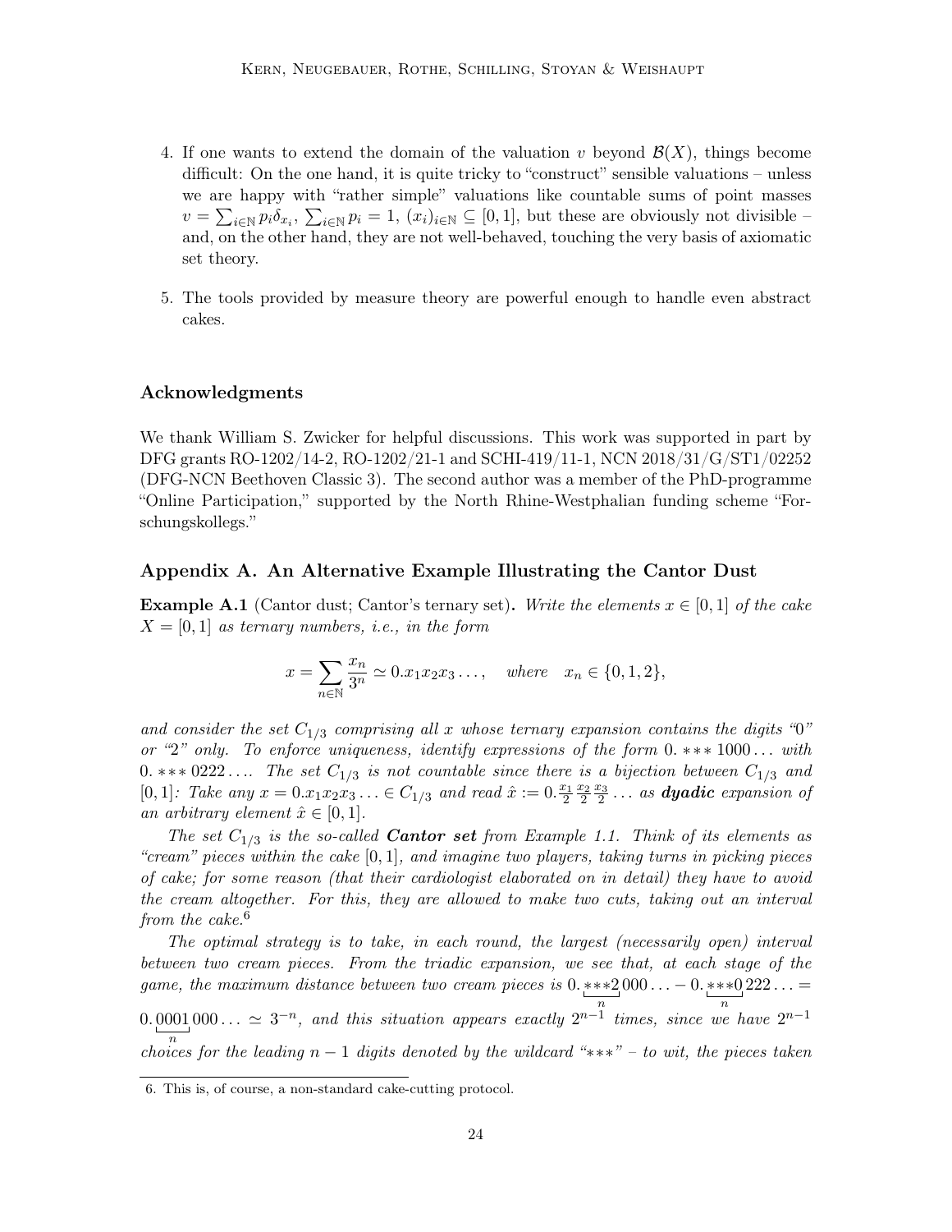4. If one wants to extend the domain of the valuation $v$ beyond $\mathcal{B}(X)$, things become difficult: On the one hand, it is quite tricky to "construct" sensible valuations – unless we are happy with "rather simple" valuations like countable sums of point masses $v = \sum_{i\in\mathbb{N}} p_i \delta_{x_i}$, $\sum_{i\in\mathbb{N}} p_i = 1$, $(x_i)_{i\in\mathbb{N}} \subseteq [0,1]$, but these are obviously not divisible – and, on the other hand, they are not well-behaved, touching the very basis of axiomatic set theory.

5. The tools provided by measure theory are powerful enough to handle even abstract cakes.

## Acknowledgments

We thank William S. Zwicker for helpful discussions. This work was supported in part by DFG grants RO-1202/14-2, RO-1202/21-1 and SCHI-419/11-1, NCN 2018/31/G/ST1/02252 (DFG-NCN Beethoven Classic 3). The second author was a member of the PhD-programme "Online Participation," supported by the North Rhine-Westphalian funding scheme "Forschungskollegs."

## Appendix A. An Alternative Example Illustrating the Cantor Dust

**Example A.1** (Cantor dust; Cantor's ternary set)**.** *Write the elements $x \in [0,1]$ of the cake $X = [0,1]$ as ternary numbers, i.e., in the form*

$$x = \sum_{n\in\mathbb{N}} \frac{x_n}{3^n} \simeq 0.x_1x_2x_3\dots, \quad \text{where} \quad x_n \in \{0,1,2\},$$

*and consider the set $C_{1/3}$ comprising all $x$ whose ternary expansion contains the digits "0" or "2" only. To enforce uniqueness, identify expressions of the form $0.{*}{*}{*}\,1000\dots$ with $0.{*}{*}{*}\,0222\dots$. The set $C_{1/3}$ is not countable since there is a bijection between $C_{1/3}$ and $[0,1]$: Take any $x = 0.x_1x_2x_3\dots \in C_{1/3}$ and read $\hat{x} := 0.\frac{x_1}{2}\frac{x_2}{2}\frac{x_3}{2}\dots$ as **dyadic** expansion of an arbitrary element $\hat{x} \in [0,1]$.*

*The set $C_{1/3}$ is the so-called **Cantor set** from Example 1.1. Think of its elements as "cream" pieces within the cake $[0,1]$, and imagine two players, taking turns in picking pieces of cake; for some reason (that their cardiologist elaborated on in detail) they have to avoid the cream altogether. For this, they are allowed to make two cuts, taking out an interval from the cake.*[6]

*The optimal strategy is to take, in each round, the largest (necessarily open) interval between two cream pieces. From the triadic expansion, we see that, at each stage of the game, the maximum distance between two cream pieces is $0.\underbrace{{*}{*}{*}2}_{n}000\dots - 0.\underbrace{{*}{*}{*}0}_{n}222\dots = 0.\underbrace{0001}_{n}000\dots \simeq 3^{-n}$, and this situation appears exactly $2^{n-1}$ times, since we have $2^{n-1}$ choices for the leading $n-1$ digits denoted by the wildcard "${*}{*}{*}$" – to wit, the pieces taken*

6. This is, of course, a non-standard cake-cutting protocol.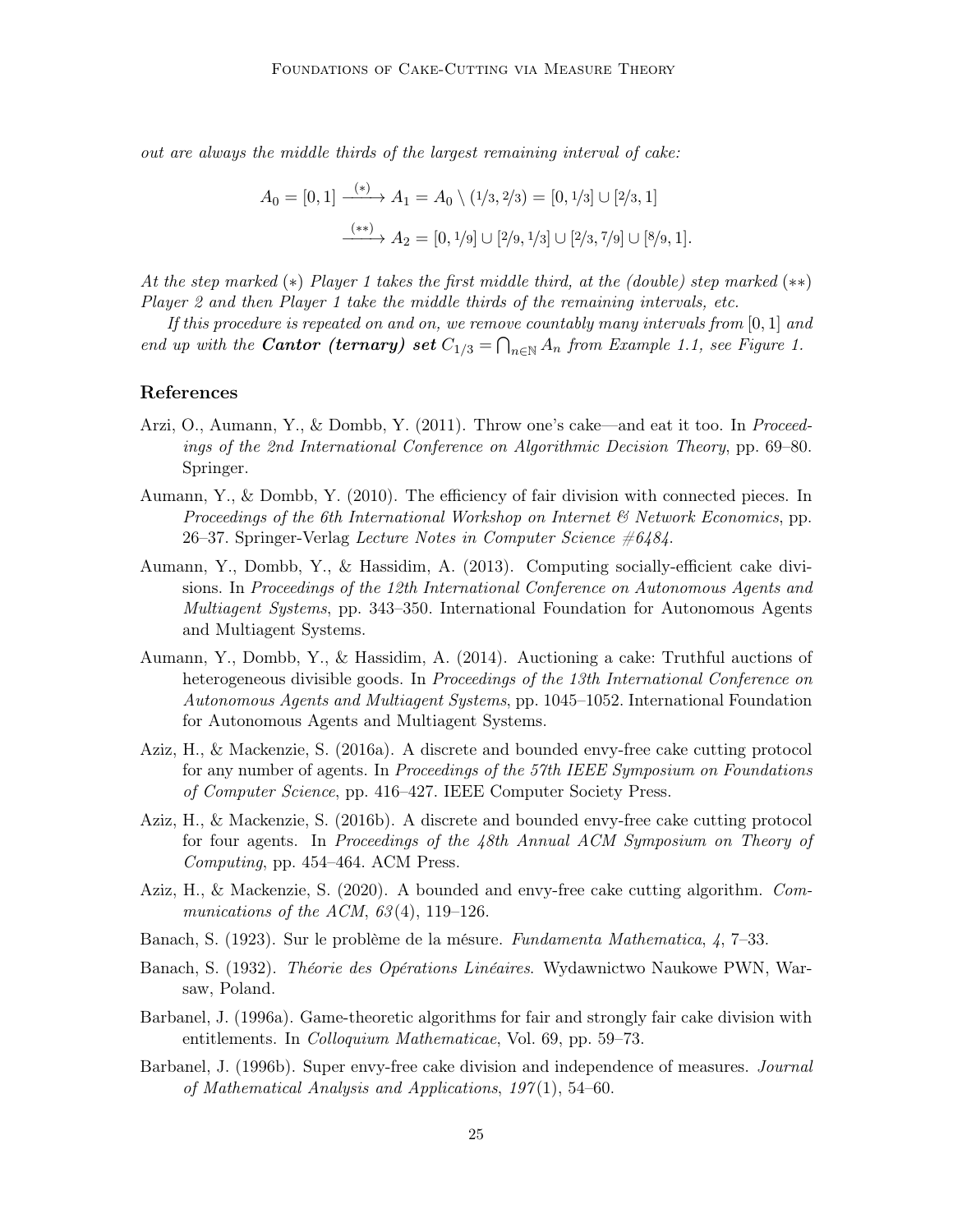*out are always the middle thirds of the largest remaining interval of cake:*

$$A_0 = [0,1] \xrightarrow{(*)} A_1 = A_0 \setminus (1/3, 2/3) = [0, 1/3] \cup [2/3, 1]$$

$$\xrightarrow{(**)} A_2 = [0, 1/9] \cup [2/9, 1/3] \cup [2/3, 7/9] \cup [8/9, 1].$$

*At the step marked* $(*)$ *Player 1 takes the first middle third, at the (double) step marked* $(**)$ *Player 2 and then Player 1 take the middle thirds of the remaining intervals, etc.*

*If this procedure is repeated on and on, we remove countably many intervals from* $[0,1]$ *and end up with the* ***Cantor (ternary) set*** $C_{1/3} = \bigcap_{n \in \mathbb{N}} A_n$ *from Example 1.1, see Figure 1.*

## References

Arzi, O., Aumann, Y., & Dombb, Y. (2011). Throw one's cake—and eat it too. In *Proceedings of the 2nd International Conference on Algorithmic Decision Theory*, pp. 69–80. Springer.

Aumann, Y., & Dombb, Y. (2010). The efficiency of fair division with connected pieces. In *Proceedings of the 6th International Workshop on Internet & Network Economics*, pp. 26–37. Springer-Verlag *Lecture Notes in Computer Science #6484*.

Aumann, Y., Dombb, Y., & Hassidim, A. (2013). Computing socially-efficient cake divisions. In *Proceedings of the 12th International Conference on Autonomous Agents and Multiagent Systems*, pp. 343–350. International Foundation for Autonomous Agents and Multiagent Systems.

Aumann, Y., Dombb, Y., & Hassidim, A. (2014). Auctioning a cake: Truthful auctions of heterogeneous divisible goods. In *Proceedings of the 13th International Conference on Autonomous Agents and Multiagent Systems*, pp. 1045–1052. International Foundation for Autonomous Agents and Multiagent Systems.

Aziz, H., & Mackenzie, S. (2016a). A discrete and bounded envy-free cake cutting protocol for any number of agents. In *Proceedings of the 57th IEEE Symposium on Foundations of Computer Science*, pp. 416–427. IEEE Computer Society Press.

Aziz, H., & Mackenzie, S. (2016b). A discrete and bounded envy-free cake cutting protocol for four agents. In *Proceedings of the 48th Annual ACM Symposium on Theory of Computing*, pp. 454–464. ACM Press.

Aziz, H., & Mackenzie, S. (2020). A bounded and envy-free cake cutting algorithm. *Communications of the ACM*, *63*(4), 119–126.

Banach, S. (1923). Sur le problème de la mésure. *Fundamenta Mathematica*, *4*, 7–33.

Banach, S. (1932). *Théorie des Opérations Linéaires*. Wydawnictwo Naukowe PWN, Warsaw, Poland.

Barbanel, J. (1996a). Game-theoretic algorithms for fair and strongly fair cake division with entitlements. In *Colloquium Mathematicae*, Vol. 69, pp. 59–73.

Barbanel, J. (1996b). Super envy-free cake division and independence of measures. *Journal of Mathematical Analysis and Applications*, *197*(1), 54–60.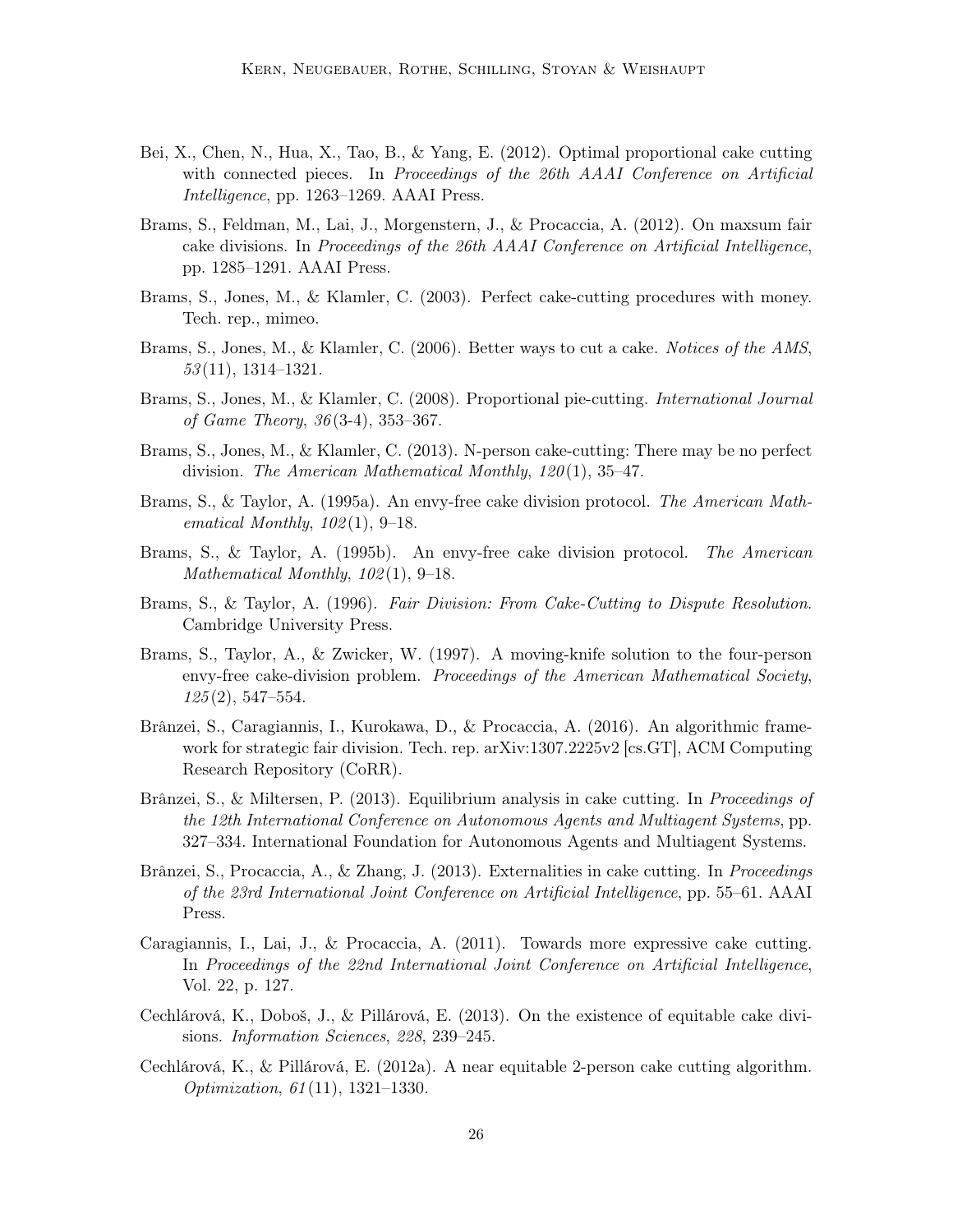Bei, X., Chen, N., Hua, X., Tao, B., & Yang, E. (2012). Optimal proportional cake cutting with connected pieces. In *Proceedings of the 26th AAAI Conference on Artificial Intelligence*, pp. 1263–1269. AAAI Press.

Brams, S., Feldman, M., Lai, J., Morgenstern, J., & Procaccia, A. (2012). On maxsum fair cake divisions. In *Proceedings of the 26th AAAI Conference on Artificial Intelligence*, pp. 1285–1291. AAAI Press.

Brams, S., Jones, M., & Klamler, C. (2003). Perfect cake-cutting procedures with money. Tech. rep., mimeo.

Brams, S., Jones, M., & Klamler, C. (2006). Better ways to cut a cake. *Notices of the AMS*, *53*(11), 1314–1321.

Brams, S., Jones, M., & Klamler, C. (2008). Proportional pie-cutting. *International Journal of Game Theory*, *36*(3-4), 353–367.

Brams, S., Jones, M., & Klamler, C. (2013). N-person cake-cutting: There may be no perfect division. *The American Mathematical Monthly*, *120*(1), 35–47.

Brams, S., & Taylor, A. (1995a). An envy-free cake division protocol. *The American Mathematical Monthly*, *102*(1), 9–18.

Brams, S., & Taylor, A. (1995b). An envy-free cake division protocol. *The American Mathematical Monthly*, *102*(1), 9–18.

Brams, S., & Taylor, A. (1996). *Fair Division: From Cake-Cutting to Dispute Resolution*. Cambridge University Press.

Brams, S., Taylor, A., & Zwicker, W. (1997). A moving-knife solution to the four-person envy-free cake-division problem. *Proceedings of the American Mathematical Society*, *125*(2), 547–554.

Brânzei, S., Caragiannis, I., Kurokawa, D., & Procaccia, A. (2016). An algorithmic framework for strategic fair division. Tech. rep. arXiv:1307.2225v2 [cs.GT], ACM Computing Research Repository (CoRR).

Brânzei, S., & Miltersen, P. (2013). Equilibrium analysis in cake cutting. In *Proceedings of the 12th International Conference on Autonomous Agents and Multiagent Systems*, pp. 327–334. International Foundation for Autonomous Agents and Multiagent Systems.

Brânzei, S., Procaccia, A., & Zhang, J. (2013). Externalities in cake cutting. In *Proceedings of the 23rd International Joint Conference on Artificial Intelligence*, pp. 55–61. AAAI Press.

Caragiannis, I., Lai, J., & Procaccia, A. (2011). Towards more expressive cake cutting. In *Proceedings of the 22nd International Joint Conference on Artificial Intelligence*, Vol. 22, p. 127.

Cechlárová, K., Doboš, J., & Pillárová, E. (2013). On the existence of equitable cake divisions. *Information Sciences*, *228*, 239–245.

Cechlárová, K., & Pillárová, E. (2012a). A near equitable 2-person cake cutting algorithm. *Optimization*, *61*(11), 1321–1330.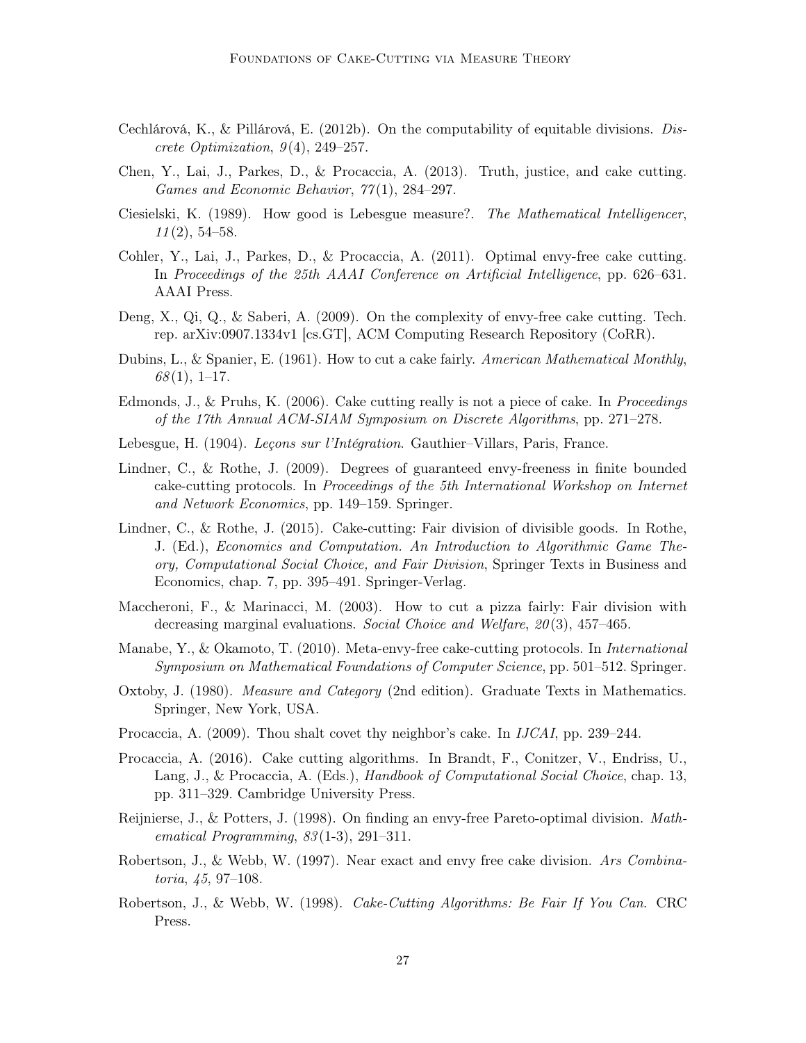Cechlárová, K., & Pillárová, E. (2012b). On the computability of equitable divisions. *Discrete Optimization*, *9*(4), 249–257.

Chen, Y., Lai, J., Parkes, D., & Procaccia, A. (2013). Truth, justice, and cake cutting. *Games and Economic Behavior*, *77*(1), 284–297.

Ciesielski, K. (1989). How good is Lebesgue measure?. *The Mathematical Intelligencer*, *11*(2), 54–58.

Cohler, Y., Lai, J., Parkes, D., & Procaccia, A. (2011). Optimal envy-free cake cutting. In *Proceedings of the 25th AAAI Conference on Artificial Intelligence*, pp. 626–631. AAAI Press.

Deng, X., Qi, Q., & Saberi, A. (2009). On the complexity of envy-free cake cutting. Tech. rep. arXiv:0907.1334v1 [cs.GT], ACM Computing Research Repository (CoRR).

Dubins, L., & Spanier, E. (1961). How to cut a cake fairly. *American Mathematical Monthly*, *68*(1), 1–17.

Edmonds, J., & Pruhs, K. (2006). Cake cutting really is not a piece of cake. In *Proceedings of the 17th Annual ACM-SIAM Symposium on Discrete Algorithms*, pp. 271–278.

Lebesgue, H. (1904). *Leçons sur l'Intégration*. Gauthier–Villars, Paris, France.

Lindner, C., & Rothe, J. (2009). Degrees of guaranteed envy-freeness in finite bounded cake-cutting protocols. In *Proceedings of the 5th International Workshop on Internet and Network Economics*, pp. 149–159. Springer.

Lindner, C., & Rothe, J. (2015). Cake-cutting: Fair division of divisible goods. In Rothe, J. (Ed.), *Economics and Computation. An Introduction to Algorithmic Game Theory, Computational Social Choice, and Fair Division*, Springer Texts in Business and Economics, chap. 7, pp. 395–491. Springer-Verlag.

Maccheroni, F., & Marinacci, M. (2003). How to cut a pizza fairly: Fair division with decreasing marginal evaluations. *Social Choice and Welfare*, *20*(3), 457–465.

Manabe, Y., & Okamoto, T. (2010). Meta-envy-free cake-cutting protocols. In *International Symposium on Mathematical Foundations of Computer Science*, pp. 501–512. Springer.

Oxtoby, J. (1980). *Measure and Category* (2nd edition). Graduate Texts in Mathematics. Springer, New York, USA.

Procaccia, A. (2009). Thou shalt covet thy neighbor's cake. In *IJCAI*, pp. 239–244.

Procaccia, A. (2016). Cake cutting algorithms. In Brandt, F., Conitzer, V., Endriss, U., Lang, J., & Procaccia, A. (Eds.), *Handbook of Computational Social Choice*, chap. 13, pp. 311–329. Cambridge University Press.

Reijnierse, J., & Potters, J. (1998). On finding an envy-free Pareto-optimal division. *Mathematical Programming*, *83*(1-3), 291–311.

Robertson, J., & Webb, W. (1997). Near exact and envy free cake division. *Ars Combinatoria*, *45*, 97–108.

Robertson, J., & Webb, W. (1998). *Cake-Cutting Algorithms: Be Fair If You Can*. CRC Press.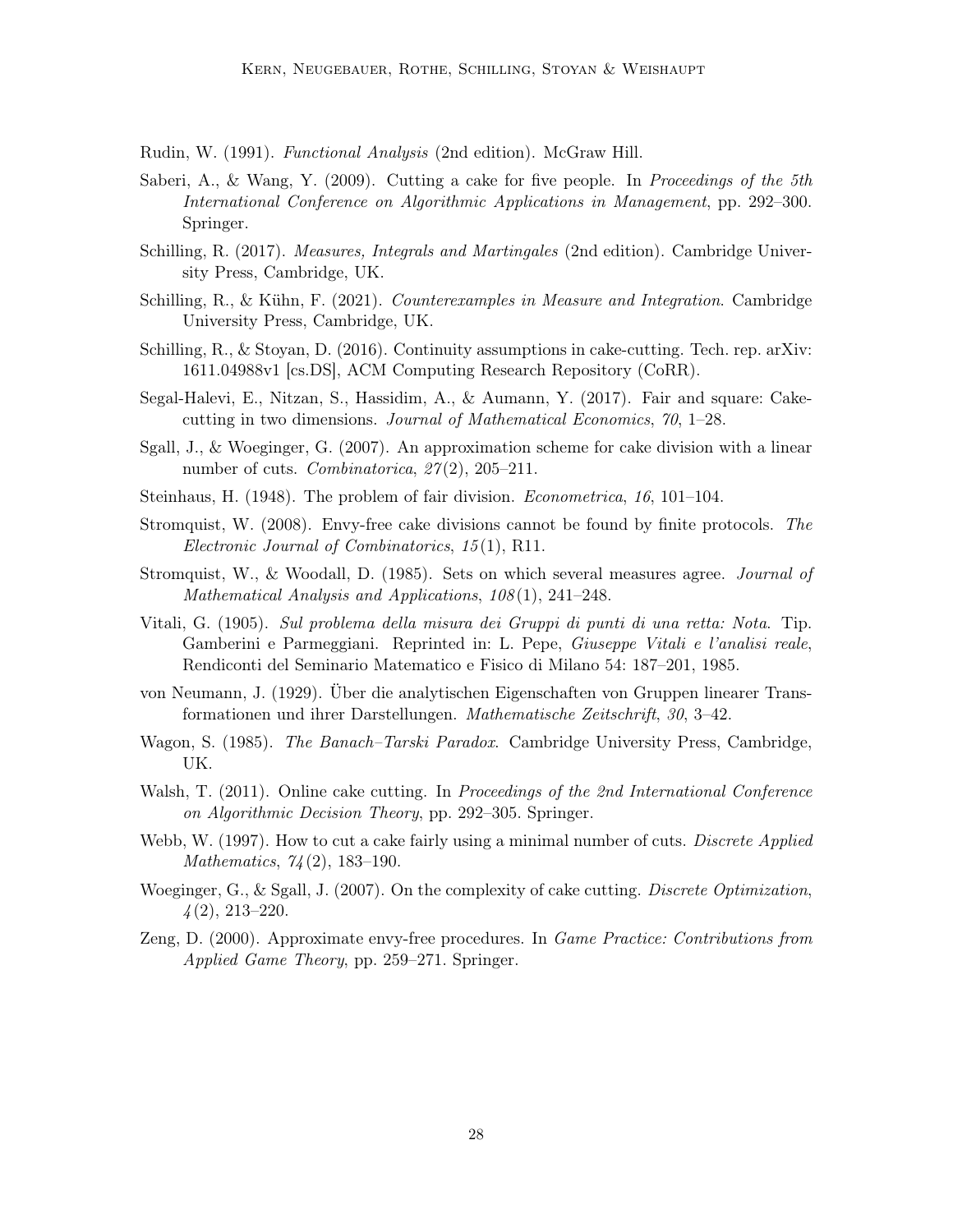Rudin, W. (1991). *Functional Analysis* (2nd edition). McGraw Hill.

Saberi, A., & Wang, Y. (2009). Cutting a cake for five people. In *Proceedings of the 5th International Conference on Algorithmic Applications in Management*, pp. 292–300. Springer.

Schilling, R. (2017). *Measures, Integrals and Martingales* (2nd edition). Cambridge University Press, Cambridge, UK.

Schilling, R., & Kühn, F. (2021). *Counterexamples in Measure and Integration*. Cambridge University Press, Cambridge, UK.

Schilling, R., & Stoyan, D. (2016). Continuity assumptions in cake-cutting. Tech. rep. arXiv: 1611.04988v1 [cs.DS], ACM Computing Research Repository (CoRR).

Segal-Halevi, E., Nitzan, S., Hassidim, A., & Aumann, Y. (2017). Fair and square: Cake-cutting in two dimensions. *Journal of Mathematical Economics*, *70*, 1–28.

Sgall, J., & Woeginger, G. (2007). An approximation scheme for cake division with a linear number of cuts. *Combinatorica*, *27*(2), 205–211.

Steinhaus, H. (1948). The problem of fair division. *Econometrica*, *16*, 101–104.

Stromquist, W. (2008). Envy-free cake divisions cannot be found by finite protocols. *The Electronic Journal of Combinatorics*, *15*(1), R11.

Stromquist, W., & Woodall, D. (1985). Sets on which several measures agree. *Journal of Mathematical Analysis and Applications*, *108*(1), 241–248.

Vitali, G. (1905). *Sul problema della misura dei Gruppi di punti di una retta: Nota*. Tip. Gamberini e Parmeggiani. Reprinted in: L. Pepe, *Giuseppe Vitali e l'analisi reale*, Rendiconti del Seminario Matematico e Fisico di Milano 54: 187–201, 1985.

von Neumann, J. (1929). Über die analytischen Eigenschaften von Gruppen linearer Transformationen und ihrer Darstellungen. *Mathematische Zeitschrift*, *30*, 3–42.

Wagon, S. (1985). *The Banach–Tarski Paradox*. Cambridge University Press, Cambridge, UK.

Walsh, T. (2011). Online cake cutting. In *Proceedings of the 2nd International Conference on Algorithmic Decision Theory*, pp. 292–305. Springer.

Webb, W. (1997). How to cut a cake fairly using a minimal number of cuts. *Discrete Applied Mathematics*, *74*(2), 183–190.

Woeginger, G., & Sgall, J. (2007). On the complexity of cake cutting. *Discrete Optimization*, *4*(2), 213–220.

Zeng, D. (2000). Approximate envy-free procedures. In *Game Practice: Contributions from Applied Game Theory*, pp. 259–271. Springer.